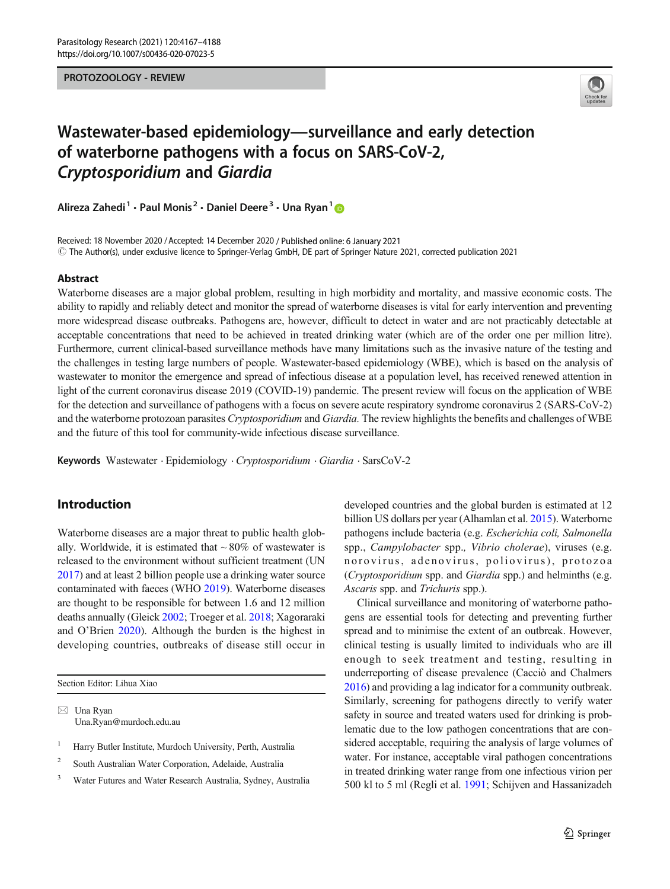PROTOZOOLOGY - REVIEW

# Wastewater-based epidemiology—surveillance and early detection of waterborne pathogens with a focus on SARS-CoV-2, *Cryptosporidium* and *Giardia*

Alireza Zahedi[1] · Paul Monis[2] · Daniel Deere[3] · Una Ryan[1]

Received: 18 November 2020 / Accepted: 14 December 2020 / Published online: 6 January 2021
© The Author(s), under exclusive licence to Springer-Verlag GmbH, DE part of Springer Nature 2021, corrected publication 2021

## Abstract

Waterborne diseases are a major global problem, resulting in high morbidity and mortality, and massive economic costs. The ability to rapidly and reliably detect and monitor the spread of waterborne diseases is vital for early intervention and preventing more widespread disease outbreaks. Pathogens are, however, difficult to detect in water and are not practicably detectable at acceptable concentrations that need to be achieved in treated drinking water (which are of the order one per million litre). Furthermore, current clinical-based surveillance methods have many limitations such as the invasive nature of the testing and the challenges in testing large numbers of people. Wastewater-based epidemiology (WBE), which is based on the analysis of wastewater to monitor the emergence and spread of infectious disease at a population level, has received renewed attention in light of the current coronavirus disease 2019 (COVID-19) pandemic. The present review will focus on the application of WBE for the detection and surveillance of pathogens with a focus on severe acute respiratory syndrome coronavirus 2 (SARS-CoV-2) and the waterborne protozoan parasites *Cryptosporidium* and *Giardia*. The review highlights the benefits and challenges of WBE and the future of this tool for community-wide infectious disease surveillance.

**Keywords** Wastewater · Epidemiology · *Cryptosporidium* · *Giardia* · SarsCoV-2

## Introduction

Waterborne diseases are a major threat to public health globally. Worldwide, it is estimated that ~80% of wastewater is released to the environment without sufficient treatment (UN 2017) and at least 2 billion people use a drinking water source contaminated with faeces (WHO 2019). Waterborne diseases are thought to be responsible for between 1.6 and 12 million deaths annually (Gleick 2002; Troeger et al. 2018; Xagoraraki and O'Brien 2020). Although the burden is the highest in developing countries, outbreaks of disease still occur in developed countries and the global burden is estimated at 12 billion US dollars per year (Alhamlan et al. 2015). Waterborne pathogens include bacteria (e.g. *Escherichia coli, Salmonella* spp., *Campylobacter* spp., *Vibrio cholerae*), viruses (e.g. norovirus, adenovirus, poliovirus), protozoa (*Cryptosporidium* spp. and *Giardia* spp.) and helminths (e.g. *Ascaris* spp. and *Trichuris* spp.).

Clinical surveillance and monitoring of waterborne pathogens are essential tools for detecting and preventing further spread and to minimise the extent of an outbreak. However, clinical testing is usually limited to individuals who are ill enough to seek treatment and testing, resulting in underreporting of disease prevalence (Cacciò and Chalmers 2016) and providing a lag indicator for a community outbreak. Similarly, screening for pathogens directly to verify water safety in source and treated waters used for drinking is problematic due to the low pathogen concentrations that are considered acceptable, requiring the analysis of large volumes of water. For instance, acceptable viral pathogen concentrations in treated drinking water range from one infectious virion per 500 kl to 5 ml (Regli et al. 1991; Schijven and Hassanizadeh

---

Section Editor: Lihua Xiao

✉ Una Ryan
Una.Ryan@murdoch.edu.au

[1] Harry Butler Institute, Murdoch University, Perth, Australia

[2] South Australian Water Corporation, Adelaide, Australia

[3] Water Futures and Water Research Australia, Sydney, Australia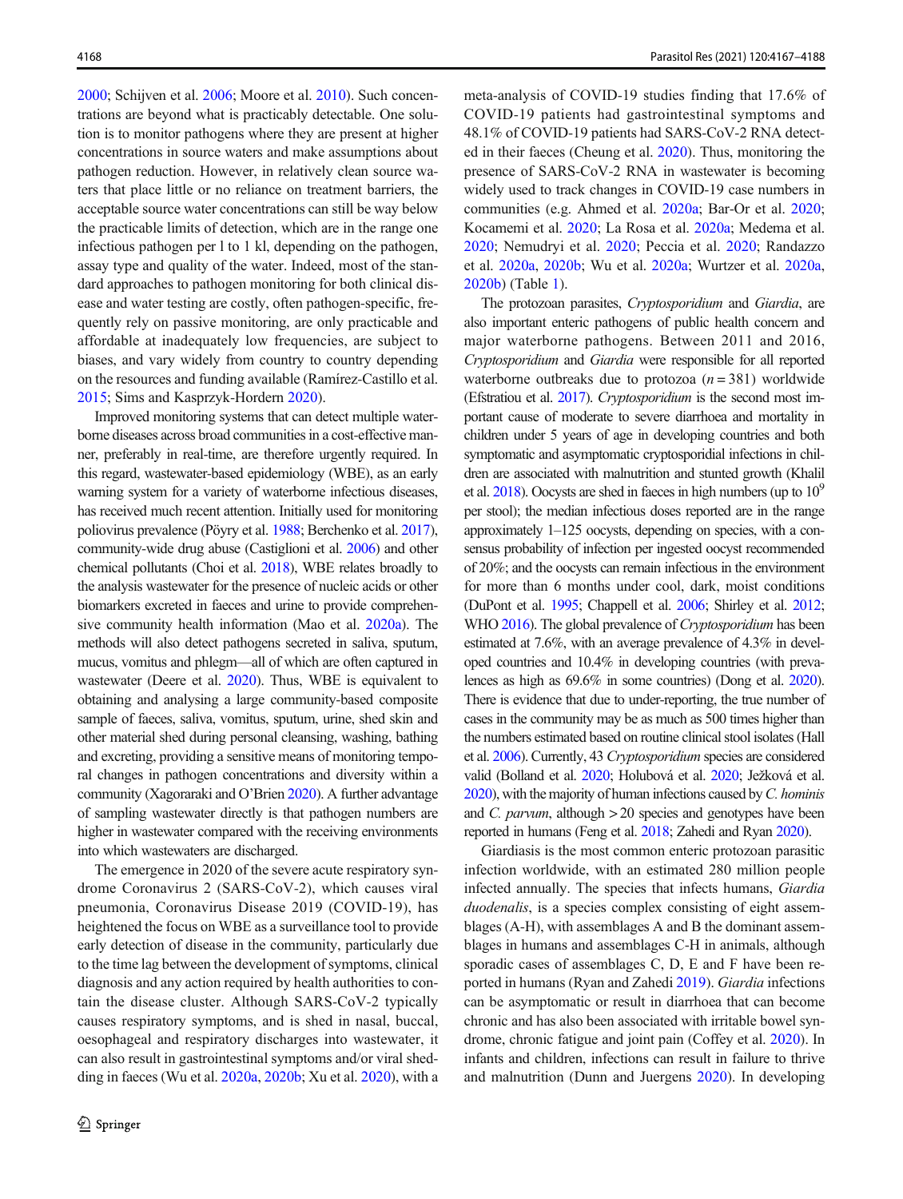2000; Schijven et al. 2006; Moore et al. 2010). Such concentrations are beyond what is practicably detectable. One solution is to monitor pathogens where they are present at higher concentrations in source waters and make assumptions about pathogen reduction. However, in relatively clean source waters that place little or no reliance on treatment barriers, the acceptable source water concentrations can still be way below the practicable limits of detection, which are in the range one infectious pathogen per l to 1 kl, depending on the pathogen, assay type and quality of the water. Indeed, most of the standard approaches to pathogen monitoring for both clinical disease and water testing are costly, often pathogen-specific, frequently rely on passive monitoring, are only practicable and affordable at inadequately low frequencies, are subject to biases, and vary widely from country to country depending on the resources and funding available (Ramírez-Castillo et al. 2015; Sims and Kasprzyk-Hordern 2020).

Improved monitoring systems that can detect multiple waterborne diseases across broad communities in a cost-effective manner, preferably in real-time, are therefore urgently required. In this regard, wastewater-based epidemiology (WBE), as an early warning system for a variety of waterborne infectious diseases, has received much recent attention. Initially used for monitoring poliovirus prevalence (Pöyry et al. 1988; Berchenko et al. 2017), community-wide drug abuse (Castiglioni et al. 2006) and other chemical pollutants (Choi et al. 2018), WBE relates broadly to the analysis wastewater for the presence of nucleic acids or other biomarkers excreted in faeces and urine to provide comprehensive community health information (Mao et al. 2020a). The methods will also detect pathogens secreted in saliva, sputum, mucus, vomitus and phlegm—all of which are often captured in wastewater (Deere et al. 2020). Thus, WBE is equivalent to obtaining and analysing a large community-based composite sample of faeces, saliva, vomitus, sputum, urine, shed skin and other material shed during personal cleansing, washing, bathing and excreting, providing a sensitive means of monitoring temporal changes in pathogen concentrations and diversity within a community (Xagoraraki and O'Brien 2020). A further advantage of sampling wastewater directly is that pathogen numbers are higher in wastewater compared with the receiving environments into which wastewaters are discharged.

The emergence in 2020 of the severe acute respiratory syndrome Coronavirus 2 (SARS-CoV-2), which causes viral pneumonia, Coronavirus Disease 2019 (COVID-19), has heightened the focus on WBE as a surveillance tool to provide early detection of disease in the community, particularly due to the time lag between the development of symptoms, clinical diagnosis and any action required by health authorities to contain the disease cluster. Although SARS-CoV-2 typically causes respiratory symptoms, and is shed in nasal, buccal, oesophageal and respiratory discharges into wastewater, it can also result in gastrointestinal symptoms and/or viral shedding in faeces (Wu et al. 2020a, 2020b; Xu et al. 2020), with a meta-analysis of COVID-19 studies finding that 17.6% of COVID-19 patients had gastrointestinal symptoms and 48.1% of COVID-19 patients had SARS-CoV-2 RNA detected in their faeces (Cheung et al. 2020). Thus, monitoring the presence of SARS-CoV-2 RNA in wastewater is becoming widely used to track changes in COVID-19 case numbers in communities (e.g. Ahmed et al. 2020a; Bar-Or et al. 2020; Kocamemi et al. 2020; La Rosa et al. 2020a; Medema et al. 2020; Nemudryi et al. 2020; Peccia et al. 2020; Randazzo et al. 2020a, 2020b; Wu et al. 2020a; Wurtzer et al. 2020a, 2020b) (Table 1).

The protozoan parasites, *Cryptosporidium* and *Giardia*, are also important enteric pathogens of public health concern and major waterborne pathogens. Between 2011 and 2016, *Cryptosporidium* and *Giardia* were responsible for all reported waterborne outbreaks due to protozoa ($n = 381$) worldwide (Efstratiou et al. 2017). *Cryptosporidium* is the second most important cause of moderate to severe diarrhoea and mortality in children under 5 years of age in developing countries and both symptomatic and asymptomatic cryptosporidial infections in children are associated with malnutrition and stunted growth (Khalil et al. 2018). Oocysts are shed in faeces in high numbers (up to $10^9$ per stool); the median infectious doses reported are in the range approximately 1–125 oocysts, depending on species, with a consensus probability of infection per ingested oocyst recommended of 20%; and the oocysts can remain infectious in the environment for more than 6 months under cool, dark, moist conditions (DuPont et al. 1995; Chappell et al. 2006; Shirley et al. 2012; WHO 2016). The global prevalence of *Cryptosporidium* has been estimated at 7.6%, with an average prevalence of 4.3% in developed countries and 10.4% in developing countries (with prevalences as high as 69.6% in some countries) (Dong et al. 2020). There is evidence that due to under-reporting, the true number of cases in the community may be as much as 500 times higher than the numbers estimated based on routine clinical stool isolates (Hall et al. 2006). Currently, 43 *Cryptosporidium* species are considered valid (Bolland et al. 2020; Holubová et al. 2020; Ježková et al. 2020), with the majority of human infections caused by *C. hominis* and *C. parvum*, although > 20 species and genotypes have been reported in humans (Feng et al. 2018; Zahedi and Ryan 2020).

Giardiasis is the most common enteric protozoan parasitic infection worldwide, with an estimated 280 million people infected annually. The species that infects humans, *Giardia duodenalis*, is a species complex consisting of eight assemblages (A-H), with assemblages A and B the dominant assemblages in humans and assemblages C-H in animals, although sporadic cases of assemblages C, D, E and F have been reported in humans (Ryan and Zahedi 2019). *Giardia* infections can be asymptomatic or result in diarrhoea that can become chronic and has also been associated with irritable bowel syndrome, chronic fatigue and joint pain (Coffey et al. 2020). In infants and children, infections can result in failure to thrive and malnutrition (Dunn and Juergens 2020). In developing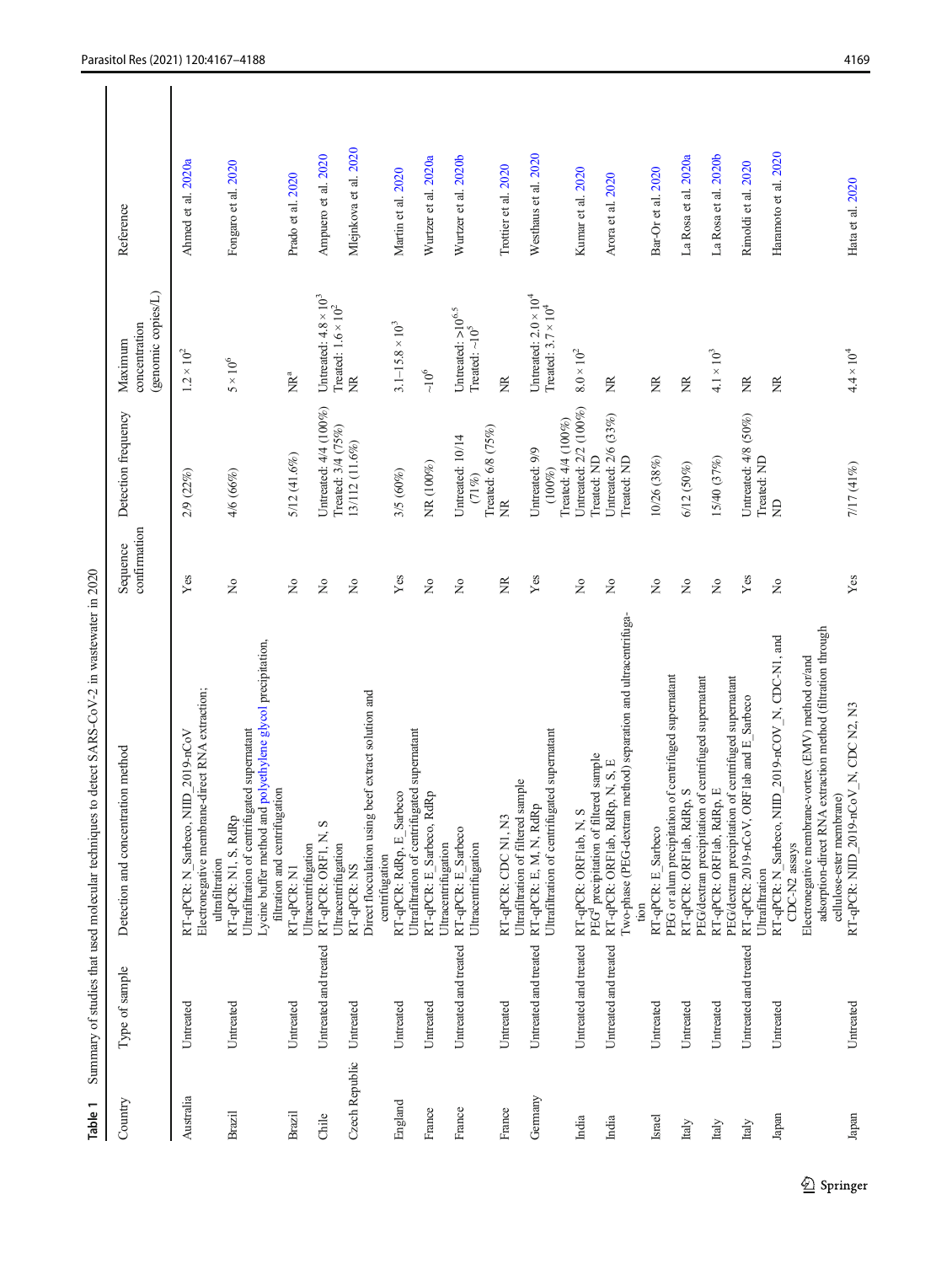**Table 1** Summary of studies that used molecular techniques to detect SARS-CoV-2 in wastewater in 2020

| Country | Type of sample | Detection and concentration method | Sequence confirmation | Detection frequency | Maximum concentration (genomic copies/L) | Reference |
|---|---|---|---|---|---|---|
| Australia | Untreated | RT-qPCR: N_Sarbeco, NIID_2019-nCOV<br>Electronegative membrane-direct RNA extraction; ultrafiltration | Yes | 2/9 (22%) | $1.2 \times 10^2$ | Ahmed et al. 2020a |
| Brazil | Untreated | RT-qPCR: N1, S, RdRp<br>Ultrafiltration of centrifugated supernatant<br>Lycine buffer method and polyethylene glycol precipitation, filtration and centrifugation | No | 4/6 (66%) | $5 \times 10^6$ | Fongaro et al. 2020 |
| Brazil | Untreated | RT-qPCR: N1<br>Ultracentrifugation | No | 5/12 (41.6%) | NR[a] | Prado et al. 2020 |
| Chile | Untreated and treated | RT-qPCR: ORF1, N, S<br>Ultracentrifugation | No | Untreated: 4/4 (100%)<br>Treated: 3/4 (75%) | Untreated: $4.8 \times 10^3$<br>Treated: $1.6 \times 10^2$ | Ampuero et al. 2020 |
| Czech Republic | Untreated | RT-qPCR: NS<br>Direct flocculation using beef extract solution and centrifugation | No | 13/112 (11.6%) | NR | Mlejnkova et al. 2020 |
| England | Untreated | RT-qPCR: RdRp, E_Sarbeco<br>Ultrafiltration of centrifugated supernatant | Yes | 3/5 (60%) | $3.1–15.8 \times 10^3$ | Martin et al. 2020 |
| France | Untreated | RT-qPCR: E_Sarbeco, RdRp<br>Ultracentrifugation | No | NR (100%) | $\sim 10^6$ | Wurtzer et al. 2020a |
| France | Untreated and treated | RT-qPCR: E_Sarbeco<br>Ultracentrifugation | No | Untreated: 10/14 (71%)<br>Treated: 6/8 (75%) | Untreated: $> 10^{6.5}$<br>Treated: $\sim 10^5$ | Wurtzer et al. 2020b |
| France | Untreated | RT-qPCR: CDC N1, N3<br>Ultrafiltration of filtered sample | NR | NR | NR | Trottier et al. 2020 |
| Germany | Untreated and treated | RT-qPCR: E, M, N, RdRp<br>Ultrafiltration of centrifugated supernatant | Yes | Untreated: 9/9 (100%)<br>Treated: 4/4 (100%) | Untreated: $2.0 \times 10^4$<br>Treated: $3.7 \times 10^4$ | Westhaus et al. 2020 |
| India | Untreated and treated | RT-qPCR: ORF1ab, N, S<br>PEG[d] precipitation of filtered sample | No | Untreated: 2/2 (100%)<br>Treated: ND | $8.0 \times 10^2$ | Kumar et al. 2020 |
| India | Untreated and treated | RT-qPCR: ORF1ab, RdRp, N, S, E<br>Two-phase (PEG-dextran method) separation and ultracentrifugation | No | Untreated: 2/6 (33%)<br>Treated: ND | NR | Arora et al. 2020 |
| Israel | Untreated | RT-qPCR: E_Sarbeco<br>PEG or alum precipitation of centrifuged supernatant | No | 10/26 (38%) | NR | Bar-Or et al. 2020 |
| Italy | Untreated | RT-qPCR: ORF1ab, RdRp, S<br>PEG/dextran precipitation of centrifuged supernatant | No | 6/12 (50%) | NR | La Rosa et al. 2020a |
| Italy | Untreated | RT-qPCR: ORF1ab, RdRp, E<br>PEG/dextran precipitation of centrifuged supernatant | No | 15/40 (37%) | $4.1 \times 10^3$ | La Rosa et al. 2020b |
| Italy | Untreated and treated | RT-qPCR: 2019-nCoV, ORF1ab and E_Sarbeco<br>Ultrafiltration | Yes | Untreated: 4/8 (50%)<br>Treated: ND | NR | Rimoldi et al. 2020 |
| Japan | Untreated | RT-qPCR: N_Sarbeco, NIID_2019-nCOV_N, CDC-N1, and CDC-N2 assays<br>Electronegative membrane-vortex (EMV) method or/and adsorption-direct RNA extraction method (filtration through cellulose-ester membrane) | No | ND | NR | Haramoto et al. 2020 |
| Japan | Untreated | RT-qPCR: NIID_2019-nCoV_N, CDC N2, N3 | Yes | 7/17 (41%) | $4.4 \times 10^4$ | Hata et al. 2020 |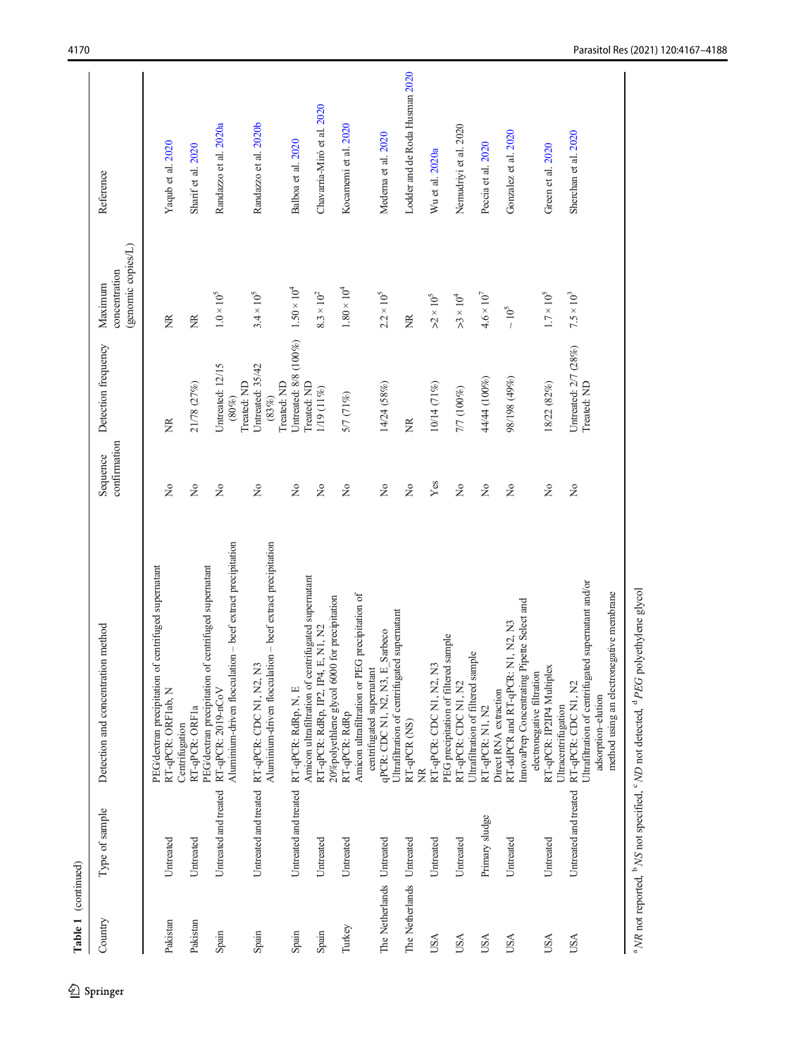**Table 1** (continued)

| Country | Type of sample | Detection and concentration method | Sequence confirmation | Detection frequency | Maximum concentration (genomic copies/L) | Reference |
|---|---|---|---|---|---|---|
| | | PEG/dextran precipitation of centrifuged supernatant | | | | |
| Pakistan | Untreated | RT-qPCR: ORF1ab, N<br>Centrifugation | No | NR | NR | Yaqub et al. 2020 |
| Pakistan | Untreated | RT-qPCR: ORF1a<br>PEG/dextran precipitation of centrifuged supernatant | No | 21/78 (27%) | NR | Sharif et al. 2020 |
| Spain | Untreated and treated | RT-qPCR: 2019-nCoV<br>Aluminium-driven flocculation – beef extract precipitation | No | Untreated: 12/15 (80%)<br>Treated: ND | $1.0 \times 10^5$ | Randazzo et al. 2020a |
| Spain | Untreated and treated | RT-qPCR: CDC N1, N2, N3<br>Aluminium-driven flocculation – beef extract precipitation | No | Untreated: 35/42 (83%)<br>Treated: ND | $3.4 \times 10^5$ | Randazzo et al. 2020b |
| Spain | Untreated and treated | RT-qPCR: RdRp, N, E<br>Amicon ultrafiltration of centrifugated supernatant | No | Untreated: 8/8 (100%)<br>Treated: ND | $1.50 \times 10^4$ | Balboa et al. 2020 |
| Spain | Untreated | RT-qPCR: RdRp, IP2, IP4, E, N1, N2<br>20%polyethlene glycol 6000 for precipitation | No | 1/19 (11%) | $8.3 \times 10^2$ | Chavarria-Miró et al. 2020 |
| Turkey | Untreated | RT-qPCR: RdRp<br>Amicon ultrafiltration or PEG precipitation of centrifugated supernatant | No | 5/7 (71%) | $1.80 \times 10^4$ | Kocamemi et al. 2020 |
| The Netherlands | Untreated | qPCR: CDC N1, N2, N3, E_Sarbeco<br>Ultrafiltration of centrifugated supernatant | No | 14/24 (58%) | $2.2 \times 10^5$ | Medema et al. 2020 |
| The Netherlands | Untreated | RT-qPCR (NS)<br>NR | No | NR | NR | Lodder and de Roda Husman 2020 |
| USA | Untreated | RT-qPCR: CDC N1, N2, N3<br>PEG precipitation of filtered sample | Yes | 10/14 (71%) | $>2 \times 10^5$ | Wu et al. 2020a |
| USA | Untreated | RT-qPCR: CDC N1, N2<br>Ultrafiltration of filtered sample | No | 7/7 (100%) | $\geq 3 \times 10^4$ | Nemudryi et al. 2020 |
| USA | Primary sludge | RT-qPCR: N1, N2<br>Direct RNA extraction | No | 44/44 (100%) | $4.6 \times 10^7$ | Peccia et al. 2020 |
| USA | Untreated | RT-ddPCR and RT-qPCR: N1, N2, N3<br>InnovaPrep Concentrating Pipette Select and electronegative filtration | No | 98/198 (49%) | $\sim 10^5$ | Gonzalez et al. 2020 |
| USA | Untreated | RT-qPCR: IP2IP4 Multiplex<br>Ultracentrifugation | No | 18/22 (82%) | $1.7 \times 10^5$ | Green et al. 2020 |
| USA | Untreated and treated | RT-qPCR: CDC N1, N2<br>Ultrafiltration of centrifugated supernatant and/or adsorption-elution method using an electronegative membrane | No | Untreated: 2/7 (28%)<br>Treated: ND | $7.5 \times 10^3$ | Sherchan et al. 2020 |

[a] *NR* not reported, [b] *NS* not specified, [c] *ND* not detected, [d] *PEG* polyethylene glycol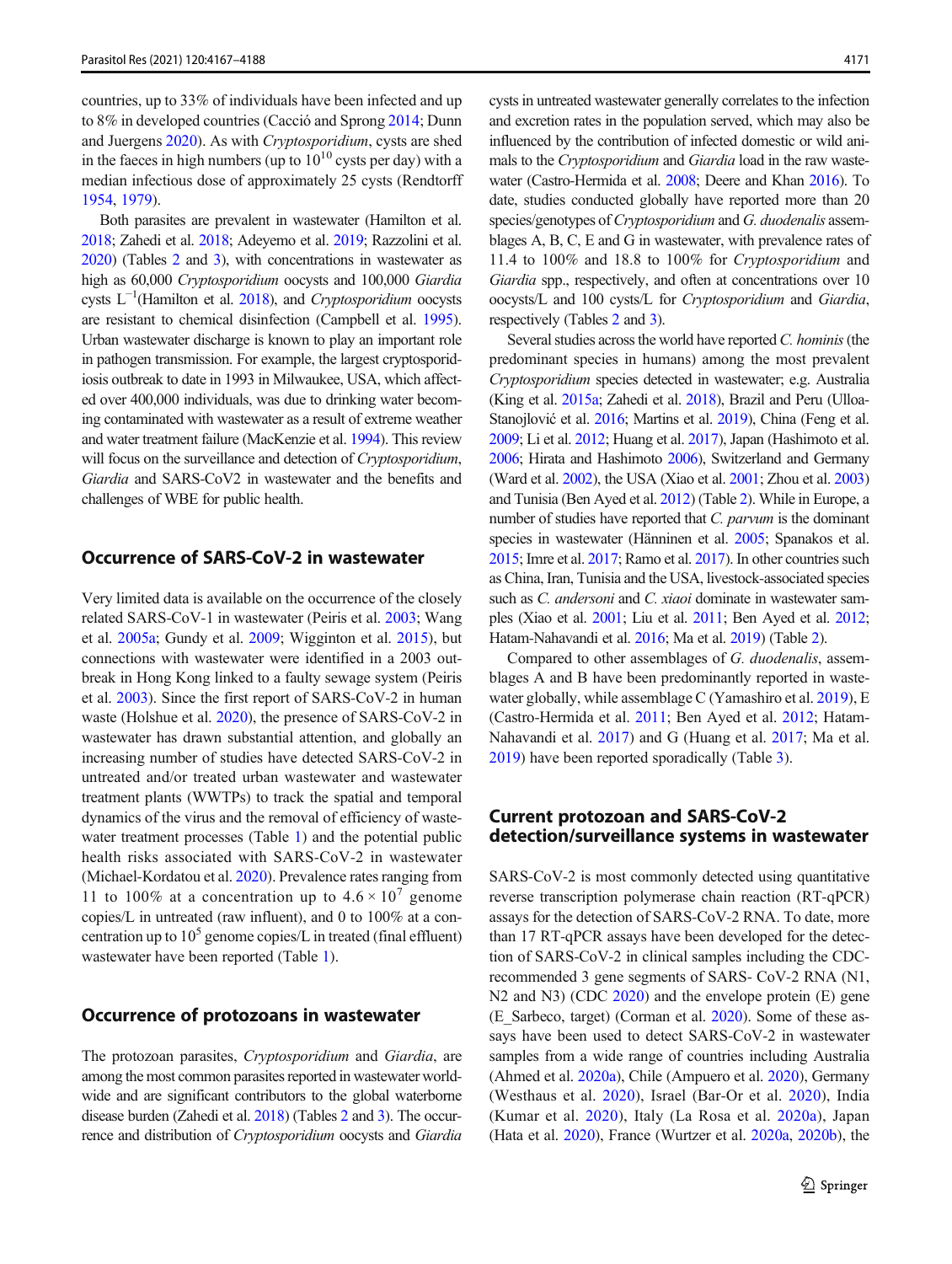countries, up to 33% of individuals have been infected and up to 8% in developed countries (Cacció and Sprong 2014; Dunn and Juergens 2020). As with *Cryptosporidium*, cysts are shed in the faeces in high numbers (up to $10^{10}$ cysts per day) with a median infectious dose of approximately 25 cysts (Rendtorff 1954, 1979).

Both parasites are prevalent in wastewater (Hamilton et al. 2018; Zahedi et al. 2018; Adeyemo et al. 2019; Razzolini et al. 2020) (Tables 2 and 3), with concentrations in wastewater as high as 60,000 *Cryptosporidium* oocysts and 100,000 *Giardia* cysts $L^{-1}$(Hamilton et al. 2018), and *Cryptosporidium* oocysts are resistant to chemical disinfection (Campbell et al. 1995). Urban wastewater discharge is known to play an important role in pathogen transmission. For example, the largest cryptosporidiosis outbreak to date in 1993 in Milwaukee, USA, which affected over 400,000 individuals, was due to drinking water becoming contaminated with wastewater as a result of extreme weather and water treatment failure (MacKenzie et al. 1994). This review will focus on the surveillance and detection of *Cryptosporidium*, *Giardia* and SARS-CoV2 in wastewater and the benefits and challenges of WBE for public health.

## Occurrence of SARS-CoV-2 in wastewater

Very limited data is available on the occurrence of the closely related SARS-CoV-1 in wastewater (Peiris et al. 2003; Wang et al. 2005a; Gundy et al. 2009; Wigginton et al. 2015), but connections with wastewater were identified in a 2003 outbreak in Hong Kong linked to a faulty sewage system (Peiris et al. 2003). Since the first report of SARS-CoV-2 in human waste (Holshue et al. 2020), the presence of SARS-CoV-2 in wastewater has drawn substantial attention, and globally an increasing number of studies have detected SARS-CoV-2 in untreated and/or treated urban wastewater and wastewater treatment plants (WWTPs) to track the spatial and temporal dynamics of the virus and the removal of efficiency of wastewater treatment processes (Table 1) and the potential public health risks associated with SARS-CoV-2 in wastewater (Michael-Kordatou et al. 2020). Prevalence rates ranging from 11 to 100% at a concentration up to $4.6 \times 10^7$ genome copies/L in untreated (raw influent), and 0 to 100% at a concentration up to $10^5$ genome copies/L in treated (final effluent) wastewater have been reported (Table 1).

## Occurrence of protozoans in wastewater

The protozoan parasites, *Cryptosporidium* and *Giardia*, are among the most common parasites reported in wastewater worldwide and are significant contributors to the global waterborne disease burden (Zahedi et al. 2018) (Tables 2 and 3). The occurrence and distribution of *Cryptosporidium* oocysts and *Giardia* cysts in untreated wastewater generally correlates to the infection and excretion rates in the population served, which may also be influenced by the contribution of infected domestic or wild animals to the *Cryptosporidium* and *Giardia* load in the raw wastewater (Castro-Hermida et al. 2008; Deere and Khan 2016). To date, studies conducted globally have reported more than 20 species/genotypes of *Cryptosporidium* and *G. duodenalis* assemblages A, B, C, E and G in wastewater, with prevalence rates of 11.4 to 100% and 18.8 to 100% for *Cryptosporidium* and *Giardia* spp., respectively, and often at concentrations over 10 oocysts/L and 100 cysts/L for *Cryptosporidium* and *Giardia*, respectively (Tables 2 and 3).

Several studies across the world have reported *C. hominis* (the predominant species in humans) among the most prevalent *Cryptosporidium* species detected in wastewater; e.g. Australia (King et al. 2015a; Zahedi et al. 2018), Brazil and Peru (Ulloa-Stanojlović et al. 2016; Martins et al. 2019), China (Feng et al. 2009; Li et al. 2012; Huang et al. 2017), Japan (Hashimoto et al. 2006; Hirata and Hashimoto 2006), Switzerland and Germany (Ward et al. 2002), the USA (Xiao et al. 2001; Zhou et al. 2003) and Tunisia (Ben Ayed et al. 2012) (Table 2). While in Europe, a number of studies have reported that *C. parvum* is the dominant species in wastewater (Hänninen et al. 2005; Spanakos et al. 2015; Imre et al. 2017; Ramo et al. 2017). In other countries such as China, Iran, Tunisia and the USA, livestock-associated species such as *C. andersoni* and *C. xiaoi* dominate in wastewater samples (Xiao et al. 2001; Liu et al. 2011; Ben Ayed et al. 2012; Hatam-Nahavandi et al. 2016; Ma et al. 2019) (Table 2).

Compared to other assemblages of *G. duodenalis*, assemblages A and B have been predominantly reported in wastewater globally, while assemblage C (Yamashiro et al. 2019), E (Castro-Hermida et al. 2011; Ben Ayed et al. 2012; Hatam-Nahavandi et al. 2017) and G (Huang et al. 2017; Ma et al. 2019) have been reported sporadically (Table 3).

## Current protozoan and SARS-CoV-2 detection/surveillance systems in wastewater

SARS-CoV-2 is most commonly detected using quantitative reverse transcription polymerase chain reaction (RT-qPCR) assays for the detection of SARS-CoV-2 RNA. To date, more than 17 RT-qPCR assays have been developed for the detection of SARS-CoV-2 in clinical samples including the CDC-recommended 3 gene segments of SARS- CoV-2 RNA (N1, N2 and N3) (CDC 2020) and the envelope protein (E) gene (E_Sarbeco, target) (Corman et al. 2020). Some of these assays have been used to detect SARS-CoV-2 in wastewater samples from a wide range of countries including Australia (Ahmed et al. 2020a), Chile (Ampuero et al. 2020), Germany (Westhaus et al. 2020), Israel (Bar-Or et al. 2020), India (Kumar et al. 2020), Italy (La Rosa et al. 2020a), Japan (Hata et al. 2020), France (Wurtzer et al. 2020a, 2020b), the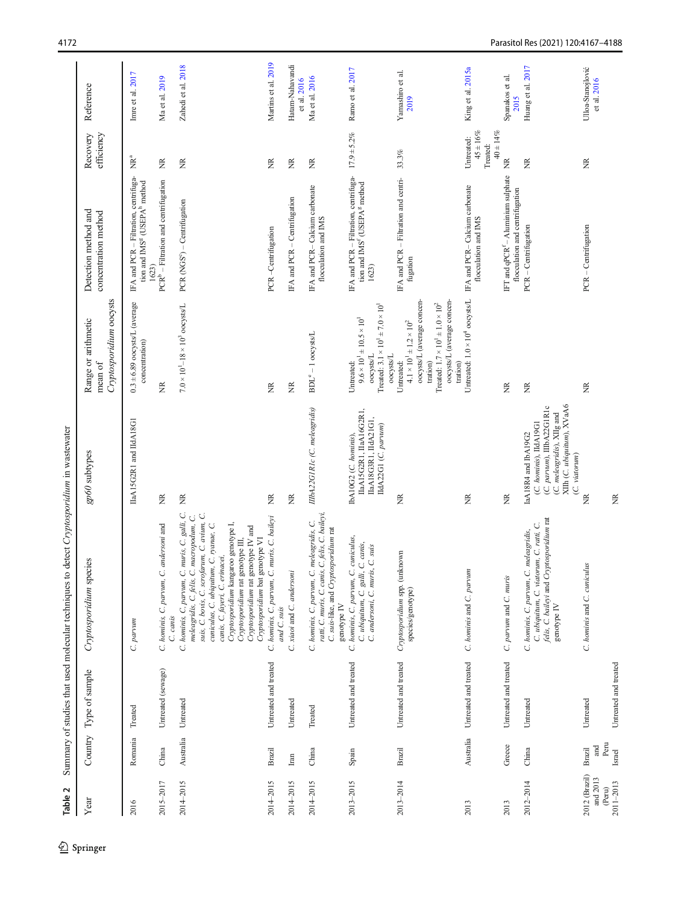**Table 2** Summary of studies that used molecular techniques to detect *Cryptosporidium* in wastewater

| Year | Country | Type of sample | *Cryptosporidium* species | *gp60* subtypes | Range or arithmetic mean of *Cryptosporidium* oocysts | Detection method and concentration method | Recovery efficiency | Reference |
|---|---|---|---|---|---|---|---|---|
| 2016 | Romania | Treated | *C. parvum* | IIaA15G2R1 and IIdA18G1 | 0.3 ± 6.89 oocysts/L (average concentration) | IFA and PCR – Filtration, centrifugation and IMS[g] (USEPA[h] method 1623) | NR[a] | Imre et al. 2017 |
| 2015–2017 | China | Untreated (sewage) | *C. hominis, C. parvum, C. andersoni* and *C. canis* | NR | NR | PCR[b] – Filtration and centrifugation | NR | Ma et al. 2019 |
| 2014–2015 | Australia | Untreated | *C. hominis, C. parvum, C. muris, C. galli, C. meleagridis, C. felis, C. macropodum, C. suis, C. bovis, C. scrofarum, C. avium, C. cuniculus, C. ubiquitum, C. ryanae, C. canis, C. fayeri, C. erinacei, Cryptosporidium* kangaroo genotype I, *Cryptosporidium* rat genotype III, *Cryptosporidium* rat genotype IV and *Cryptosporidium* bat genotype VI | NR | $7.0 \times 10^1$–$18 \times 10^3$ oocysts/L | PCR (NGS[c]) – Centrifugation | NR | Zahedi et al. 2018 |
| 2014–2015 | Brazil | Untreated and treated | *C. hominis, C. parvum, C. muris, C. baileyi* and *C. suis* | NR | NR | PCR –Centrifugation | NR | Martins et al. 2019 |
| 2014–2015 | Iran | Untreated | *C. viaoi* and *C. andersoni* | NR | NR | IFA and PCR – Centrifugation | NR | Hatam-Nahavandi et al. 2016 |
| 2014–2015 | China | Treated | *C. hominis, C. parvum, C. meleagridis, C. ratti, C. muris, C. canis, C. felis, C. baileyi, C. suis*-like, and *Cryptosporidium* rat genotype IV | *IIIbA22G1R1c (C. meleagridis)* | BDL[e] – 1 oocysts/L | IFA and PCR– Calcium carbonate flocculation and IMS | NR | Ma et al. 2016 |
| 2013–2015 | Spain | Untreated and treated | *C. hominis, C. parvum, C. cuniculus, C. ubiquitum, C. galli, C. canis, C. andersoni, C. muris, C. suis* | IbA10G2 (*C. hominis*), IIaA15G2R1, IIaA16G2R1, IIaA18G3R1, IIdA21G1, IIdA22G1 (*C. parvum*) | Untreated: $9.6 \times 10^1 \pm 10.5 \times 10^1$ oocysts/L<br>Treated: $3.1 \times 10^1 \pm 7.0 \times 10^1$ oocysts/L | IFA and PCR – Filtration, centrifugation and IMS[f] (USEPA[g] method 1623) | 17.9 ± 5.2% | Ramo et al. 2017 |
| 2013–2014 | Brazil | Untreated and treated | *Cryptosporidium* spp. (unknown species/genotype) | NR | Untreated: $4.1 \times 10^1 \pm 1.2 \times 10^2$ oocysts/L (average concentration)<br>Treated: $1.7 \times 10^1 \pm 1.0 \times 10^2$ oocysts/L (average concentration) | IFA and PCR – Filtration and centrifugation | 33.3% | Yamashiro et al. 2019 |
| 2013 | Australia | Untreated and treated | *C. hominis* and *C. parvum* | NR | Untreated: $1.0 \times 10^4$ oocysts/L | IFA and PCR– Calcium carbonate flocculation and IMS | Untreated: 45 ± 16%<br>Treated: 40 ± 14% | King et al. 2015a |
| 2013 | Greece | Untreated and treated | *C. parvum* and *C. muris* | NR | NR | IFT and qPCR[i] – Aluminium sulphate flocculation and centrifugation | NR | Spanakos et al. 2015 |
| 2012–2014 | China | Untreated | *C. hominis, C. parvum, C. meleagridis, C. ubiquitum, C. viatorum, C. ratti, C. felis, C. baileyi* and *Cryptosporidium* rat genotype IV | IaA18R4 and IbA19G2 (*C. hominis*), IIdA19G1 (*C. parvum*), IIIbA22G1R1c (*C. meleagridis*), XIIg and XIIh (*C. ubiquitum*), XVaA6 (*C. viatorum*) | NR | PCR – Centrifugation | NR | Huang et al. 2017 |
| 2012 (Brazil) and 2013 (Peru) | Brazil and Peru | Untreated | *C. hominis* and *C. cuniculus* | NR | NR | PCR – Centrifugation | NR | Ulloa-Stanojlović et al. 2016 |
| 2011–2013 | Israel | Untreated and treated | | NR | | | | |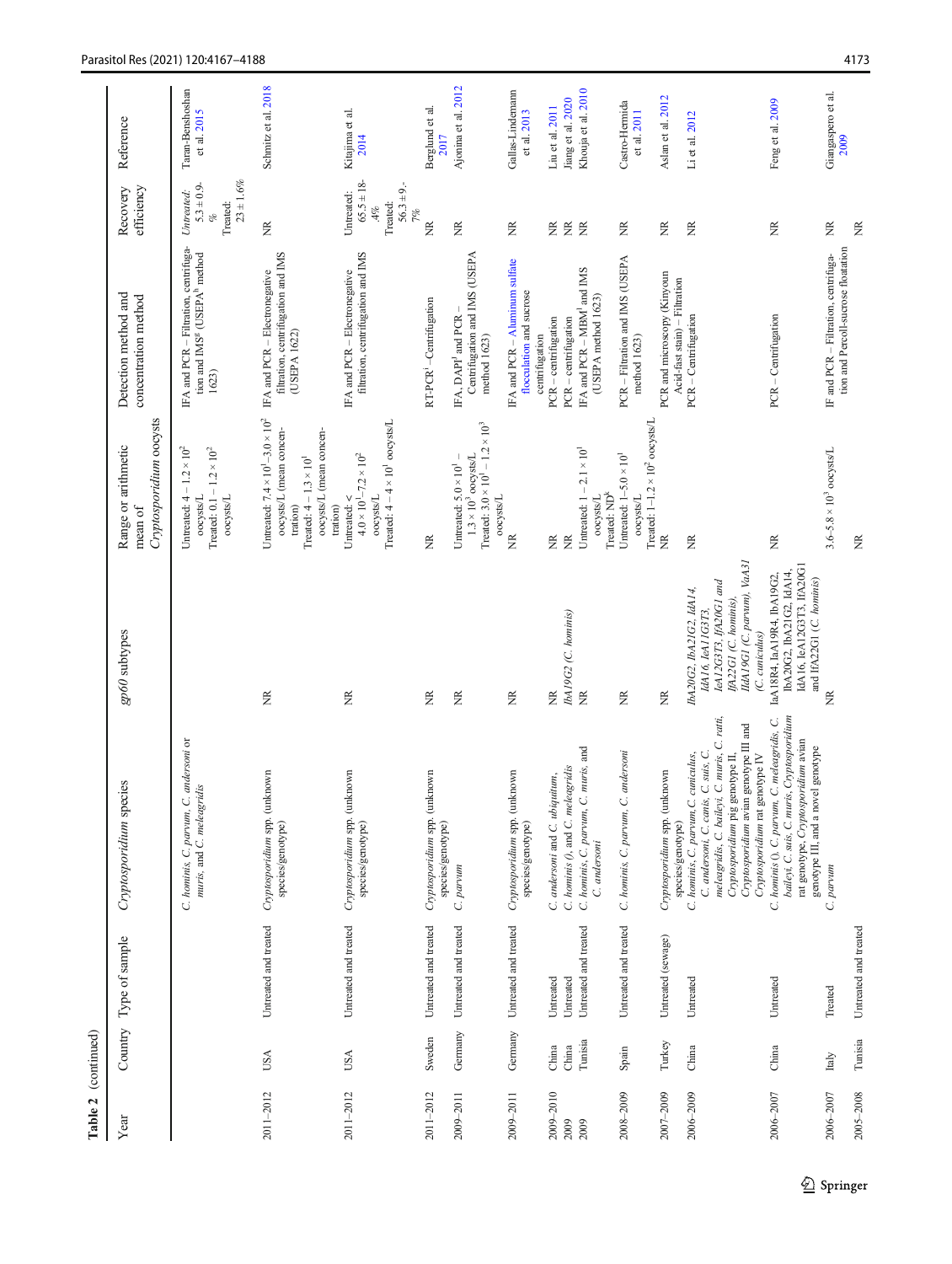**Table 2** (continued)

| Year | Country | Type of sample | *Cryptosporidium* species | *gp60* subtypes | Range or arithmetic mean of *Cryptosporidium* oocysts | Detection method and concentration method | Recovery efficiency | Reference |
|---|---|---|---|---|---|---|---|---|
| | | | *C. hominis, C. parvum, C. andersoni* or *muris*, and *C. meleagridis* | | Untreated: $4 - 1.2 \times 10^2$ oocysts/L<br>Treated: $0.1 - 1.2 \times 10^2$ oocysts/L | IFA and PCR – Filtration, centrifugation and IMS[g] (USEPA[h] method 1623) | *Untreated*: $5.3 \pm 0.9$-%<br>Treated: $23 \pm 1.6\%$ | Taran-Benshoshan et al. 2015 |
| 2011–2012 | USA | Untreated and treated | *Cryptosporidium* spp. (unknown species/genotype) | NR | Untreated: $7.4 \times 10^1$–$3.0 \times 10^2$ oocysts/L (mean concentration)<br>Treated: $4 - 1.3 \times 10^1$ oocysts/L (mean concentration) | IFA and PCR – Electronegative filtration, centrifugation and IMS (USEPA 1622) | NR | Schmitz et al. 2018 |
| 2011–2012 | USA | Untreated and treated | *Cryptosporidium* spp. (unknown species/genotype) | NR | Untreated: $< 4.0 \times 10^1$–$7.2 \times 10^2$ oocysts/L<br>Treated: $4 - 4 \times 10^1$ oocysts/L | IFA and PCR – Electronegative filtration, centrifugation and IMS | Untreated: $65.5 \pm 18$-4%<br>Treated: $56.3 \pm 9$.-7% | Kitajima et al. 2014 |
| 2011–2012 | Sweden | Untreated and treated | *Cryptosporidium* spp. (unknown species/genotype) | NR | NR | RT-PCR[i] –Centrifugation | NR | Berglund et al. 2017 |
| 2009–2011 | Germany | Untreated and treated | *C. parvum* | NR | Untreated: $5.0 \times 10^1$ – $1.3 \times 10^3$ oocysts/L<br>Treated: $3.0 \times 10^1$ – $1.2 \times 10^3$ oocysts/L | IFA, DAPI[j] and PCR – Centrifugation and IMS (USEPA method 1623) | NR | Ajonina et al. 2012 |
| 2009–2011 | Germany | Untreated and treated | *Cryptosporidium* spp. (unknown species/genotype) | NR | NR | IFA and PCR – Aluminum sulfate flocculation and sucrose centrifugation | NR | Gallas-Lindemann et al. 2013 |
| 2009–2010 | China | Untreated | *C. andersoni* and *C. ubiquitum*, | NR | NR | PCR – centrifugation | NR | Liu et al. 2011 |
| 2009 | China | Untreated | *C. hominis* (), and *C. meleagridis* | *IbA19G2 (C. hominis)* | NR | PCR – centrifugation | NR | Jiang et al. 2020 |
| 2009 | Tunisia | Untreated and treated | *C. hominis, C. parvum, C. muris*, and *C. andersoni* | NR | Untreated: $1 - 2.1 \times 10^1$ oocysts/L<br>Treated: ND[k] | IFA and PCR – MBM[l] and IMS (USEPA method 1623) | NR | Khouja et al. 2010 |
| 2008–2009 | Spain | Untreated and treated | *C. hominis, C. parvum, C. andersoni* | NR | Untreated: $1$–$5.0 \times 10^1$ oocysts/L<br>Treated: $1$–$1.2 \times 10^2$ oocysts/L | PCR – Filtration and IMS (USEPA method 1623) | NR | Castro-Hermida et al. 2011 |
| 2007–2009 | Turkey | Untreated (sewage) | *Cryptosporidium* spp. (unknown species/genotype) | NR | NR | PCR and microscopy (Kinyoun Acid-fast stain) – Filtration | NR | Aslan et al. 2012 |
| 2006–2009 | China | Untreated | *C. hominis, C. parvum, C. cuniculus, C. andersoni, C. canis, C. suis, C. meleagridis, C. baileyi, C. muris, C. ratti, Cryptosporidium* pig genotype II, *Cryptosporidium* avian genotype III and *Cryptosporidium* rat genotype IV | *IbA20G2, IbA21G2, IdA14, IdA16, IeA11G3T3, IeA12G3T3, IfA20G1 and IfA22G1 (C. hominis), IIdA19G1 (C. parvum), VaA31 (C. cuniculus)* | NR | PCR – Centrifugation | NR | Li et al. 2012 |
| 2006–2007 | China | Untreated | *C. hominis* (), *C. parvum, C. meleagridis, C. baileyi, C. suis, C. muris, Cryptosporidium* rat genotype, *Cryptosporidium* avian genotype III, and a novel genotype | IaA18R4, IaA19R4, IbA19G2, IbA20G2, IbA21G2, IdA14, IdA16, IeA12G3T3, IfA20G1 and IfA22G1 (*C. hominis*) | NR | PCR – Centrifugation | NR | Feng et al. 2009 |
| 2006–2007 | Italy | Treated | *C. parvum* | NR | $3.6$–$5.8 \times 10^3$ oocysts/L | IF and PCR – Filtration, centrifugation and Percoll-sucrose floatation | NR | Giangaspero et al. 2009 |
| 2005–2008 | Tunisia | Untreated and treated | | | NR | | NR | |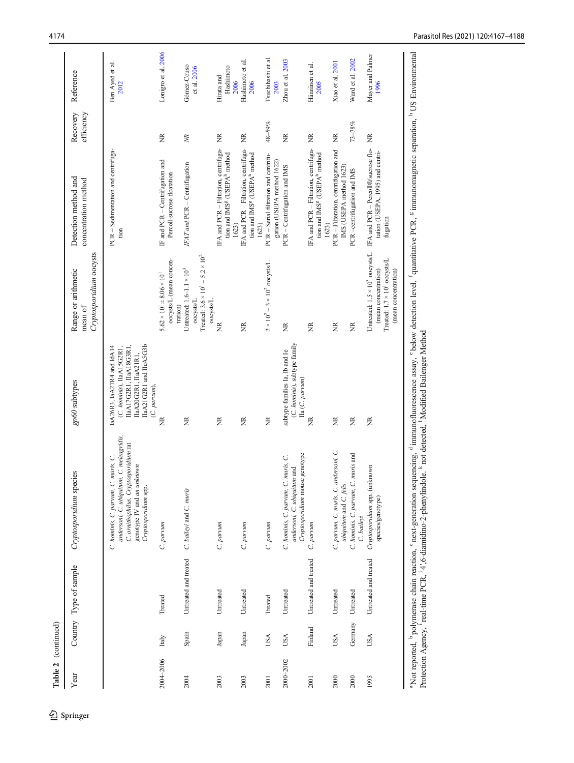**Table 2** (continued)

| Year | Country | Type of sample | *Cryptosporidium* species | *gp60* subtypes | Range or arithmetic mean of *Cryptosporidium* oocysts | Detection method and concentration method | Recovery efficiency | Reference |
|---|---|---|---|---|---|---|---|---|
| | | | *C. hominis, C. parvum, C. muris, C. andersoni, C. ubiquitum, C. meleagridis, C. ornithophilus, Cryptosporidium* rat genotype IV and an unknown *Cryptosporidium* spp. | IaA26R3, IaA27R4 and IdA14 (*C. hominis*), IIaA15G2R1, IIaA17G2R1, IIaA18G3R1, IIaA20G2R1, IIaA21R1, IIaA21G2R1 and IIcA5G3b (*C. parvum*), | | PCR – Sedimentation and centrifugation | | Ben Ayed et al. 2012 |
| 2004–2006 | Italy | Treated | *C. parvum* | NR | $5.62 \times 10^1 \pm 8.06 \times 10^1$ oocysts/L (mean concentration) | IF and PCR – Centrifugation and Percoll-sucrose floatation | NR | Lonigro et al. 2006 |
| 2004 | Spain | Untreated and treated | *C. baileyi* and *C. muris* | NR | Untreated: $1.6–1.1 \times 10^3$ oocysts/L<br>Treated: $3.6 \times 10^1 – 5.2 \times 10^2$ oocysts/L | *IFAT and* PCR – Centrifugation | *NR* | Gómez-Couso et al. 2006 |
| 2003 | Japan | Untreated | *C. parvum* | NR | NR | IFA and PCR – Filtration, centrifugation and IMS[g] (USEPA[h] method 1623) | NR | Hirata and Hashimoto 2006 |
| 2003 | Japan | Untreated | *C. parvum* | NR | NR | IFA and PCR – Filtration, centrifugation and IMS[g] (USEPA[h] method 1623) | NR | Hashimoto et al. 2006 |
| 2001 | USA | Treated | *C. parvum* | NR | $2 \times 10^2 – 3 \times 10^2$ oocysts/L | PCR – Serial filtration and centrifugation (USEPA method 1622) | 48–59% | Tsuchihashi et al. 2003 |
| 2000–2002 | USA | Untreated | *C. hominis, C. parvum, C. muris, C. andersoni, C. ubiquitum* and *Cryptosporidium* mouse genotype | subtype families Ia, Ib and Ie (*C. hominis*), subtype family IIa (*C. parvum*) | NR | PCR – Centrifugation and IMS | NR | Zhou et al. 2003 |
| 2001 | Finland | Untreated and treated | *C. parvum* | NR | NR | IFA and PCR – Filtration, centrifugation and IMS[g] (USEPA[h] method 1623) | NR | Hänninen et al. 2005 |
| 2000 | USA | Untreated | *C. parvum, C. muris, C. andersoni, C. ubiquitum* and *C. felis* | NR | NR | PCR – Filteration, centrifugation and IMS (USEPA method 1623) | NR | Xiao et al. 2001 |
| 2000 | Germany | Untreated | *C. hominis, C. parvum, C. muris* and *C. baileyi* | NR | NR | PCR –centrifugation and IMS | 73–78% | Ward et al. 2002 |
| 1995 | USA | Untreated and treated | *Cryptosporidium* spp. (unknown species/genotype) | NR | Untreated: $1.5 \times 10^3$ oocysts/L (mean concentration)<br>Treated: $1.7 \times 10^1$ oocysts/L (mean concentration) | IFA and PCR – Percoll®/sucrose flotation (USEPA, 1995) and centrifugation | NR | Mayer and Palmer 1996 |

[a]Not reported, [b]polymerase chain reaction, [c]next-generation sequencing, [d]immunofluorescence assay, [e]below detection level, [f]quantitative PCR, [g]immunomagnetic separation, [h]US Environmental Protection Agency, [i]real-time PCR, [j]4′,6-diamidino-2-phenylindole. [k]not detected, [l]Modified Bailenger Method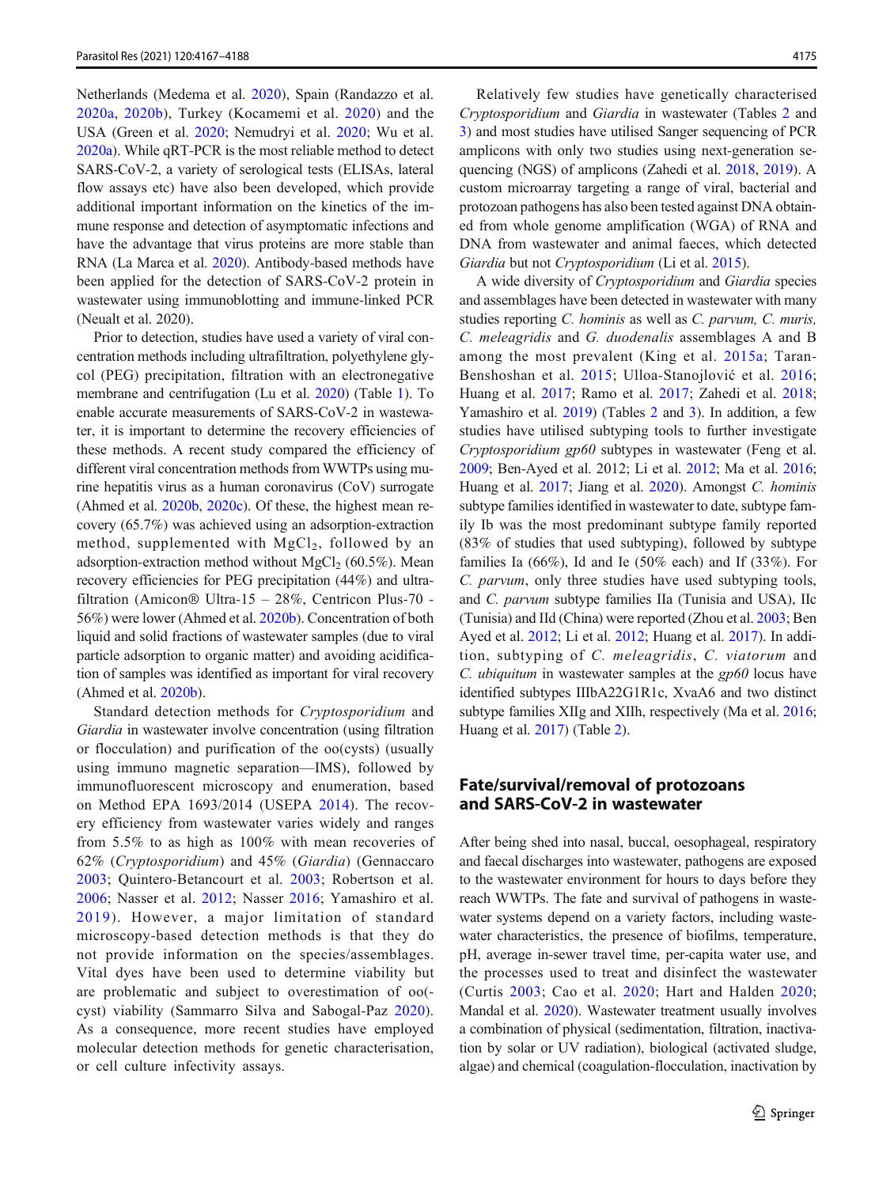Netherlands (Medema et al. 2020), Spain (Randazzo et al. 2020a, 2020b), Turkey (Kocamemi et al. 2020) and the USA (Green et al. 2020; Nemudryi et al. 2020; Wu et al. 2020a). While qRT-PCR is the most reliable method to detect SARS-CoV-2, a variety of serological tests (ELISAs, lateral flow assays etc) have also been developed, which provide additional important information on the kinetics of the immune response and detection of asymptomatic infections and have the advantage that virus proteins are more stable than RNA (La Marca et al. 2020). Antibody-based methods have been applied for the detection of SARS-CoV-2 protein in wastewater using immunoblotting and immune-linked PCR (Neualt et al. 2020).

Prior to detection, studies have used a variety of viral concentration methods including ultrafiltration, polyethylene glycol (PEG) precipitation, filtration with an electronegative membrane and centrifugation (Lu et al. 2020) (Table 1). To enable accurate measurements of SARS-CoV-2 in wastewater, it is important to determine the recovery efficiencies of these methods. A recent study compared the efficiency of different viral concentration methods from WWTPs using murine hepatitis virus as a human coronavirus (CoV) surrogate (Ahmed et al. 2020b, 2020c). Of these, the highest mean recovery (65.7%) was achieved using an adsorption-extraction method, supplemented with $MgCl_2$, followed by an adsorption-extraction method without $MgCl_2$ (60.5%). Mean recovery efficiencies for PEG precipitation (44%) and ultrafiltration (Amicon® Ultra-15 – 28%, Centricon Plus-70 - 56%) were lower (Ahmed et al. 2020b). Concentration of both liquid and solid fractions of wastewater samples (due to viral particle adsorption to organic matter) and avoiding acidification of samples was identified as important for viral recovery (Ahmed et al. 2020b).

Standard detection methods for *Cryptosporidium* and *Giardia* in wastewater involve concentration (using filtration or flocculation) and purification of the oo(cysts) (usually using immuno magnetic separation—IMS), followed by immunofluorescent microscopy and enumeration, based on Method EPA 1693/2014 (USEPA 2014). The recovery efficiency from wastewater varies widely and ranges from 5.5% to as high as 100% with mean recoveries of 62% (*Cryptosporidium*) and 45% (*Giardia*) (Gennaccaro 2003; Quintero-Betancourt et al. 2003; Robertson et al. 2006; Nasser et al. 2012; Nasser 2016; Yamashiro et al. 2019). However, a major limitation of standard microscopy-based detection methods is that they do not provide information on the species/assemblages. Vital dyes have been used to determine viability but are problematic and subject to overestimation of oo(-cyst) viability (Sammarro Silva and Sabogal-Paz 2020). As a consequence, more recent studies have employed molecular detection methods for genetic characterisation, or cell culture infectivity assays.

Relatively few studies have genetically characterised *Cryptosporidium* and *Giardia* in wastewater (Tables 2 and 3) and most studies have utilised Sanger sequencing of PCR amplicons with only two studies using next-generation sequencing (NGS) of amplicons (Zahedi et al. 2018, 2019). A custom microarray targeting a range of viral, bacterial and protozoan pathogens has also been tested against DNA obtained from whole genome amplification (WGA) of RNA and DNA from wastewater and animal faeces, which detected *Giardia* but not *Cryptosporidium* (Li et al. 2015).

A wide diversity of *Cryptosporidium* and *Giardia* species and assemblages have been detected in wastewater with many studies reporting *C. hominis* as well as *C. parvum, C. muris, C. meleagridis* and *G. duodenalis* assemblages A and B among the most prevalent (King et al. 2015a; Taran-Benshoshan et al. 2015; Ulloa-Stanojlović et al. 2016; Huang et al. 2017; Ramo et al. 2017; Zahedi et al. 2018; Yamashiro et al. 2019) (Tables 2 and 3). In addition, a few studies have utilised subtyping tools to further investigate *Cryptosporidium gp60* subtypes in wastewater (Feng et al. 2009; Ben-Ayed et al. 2012; Li et al. 2012; Ma et al. 2016; Huang et al. 2017; Jiang et al. 2020). Amongst *C. hominis* subtype families identified in wastewater to date, subtype family Ib was the most predominant subtype family reported (83% of studies that used subtyping), followed by subtype families Ia (66%), Id and Ie (50% each) and If (33%). For *C. parvum*, only three studies have used subtyping tools, and *C. parvum* subtype families IIa (Tunisia and USA), IIc (Tunisia) and IId (China) were reported (Zhou et al. 2003; Ben Ayed et al. 2012; Li et al. 2012; Huang et al. 2017). In addition, subtyping of *C. meleagridis*, *C. viatorum* and *C. ubiquitum* in wastewater samples at the *gp60* locus have identified subtypes IIIbA22G1R1c, XvaA6 and two distinct subtype families XIIg and XIIh, respectively (Ma et al. 2016; Huang et al. 2017) (Table 2).

## Fate/survival/removal of protozoans and SARS-CoV-2 in wastewater

After being shed into nasal, buccal, oesophageal, respiratory and faecal discharges into wastewater, pathogens are exposed to the wastewater environment for hours to days before they reach WWTPs. The fate and survival of pathogens in wastewater systems depend on a variety factors, including wastewater characteristics, the presence of biofilms, temperature, pH, average in-sewer travel time, per-capita water use, and the processes used to treat and disinfect the wastewater (Curtis 2003; Cao et al. 2020; Hart and Halden 2020; Mandal et al. 2020). Wastewater treatment usually involves a combination of physical (sedimentation, filtration, inactivation by solar or UV radiation), biological (activated sludge, algae) and chemical (coagulation-flocculation, inactivation by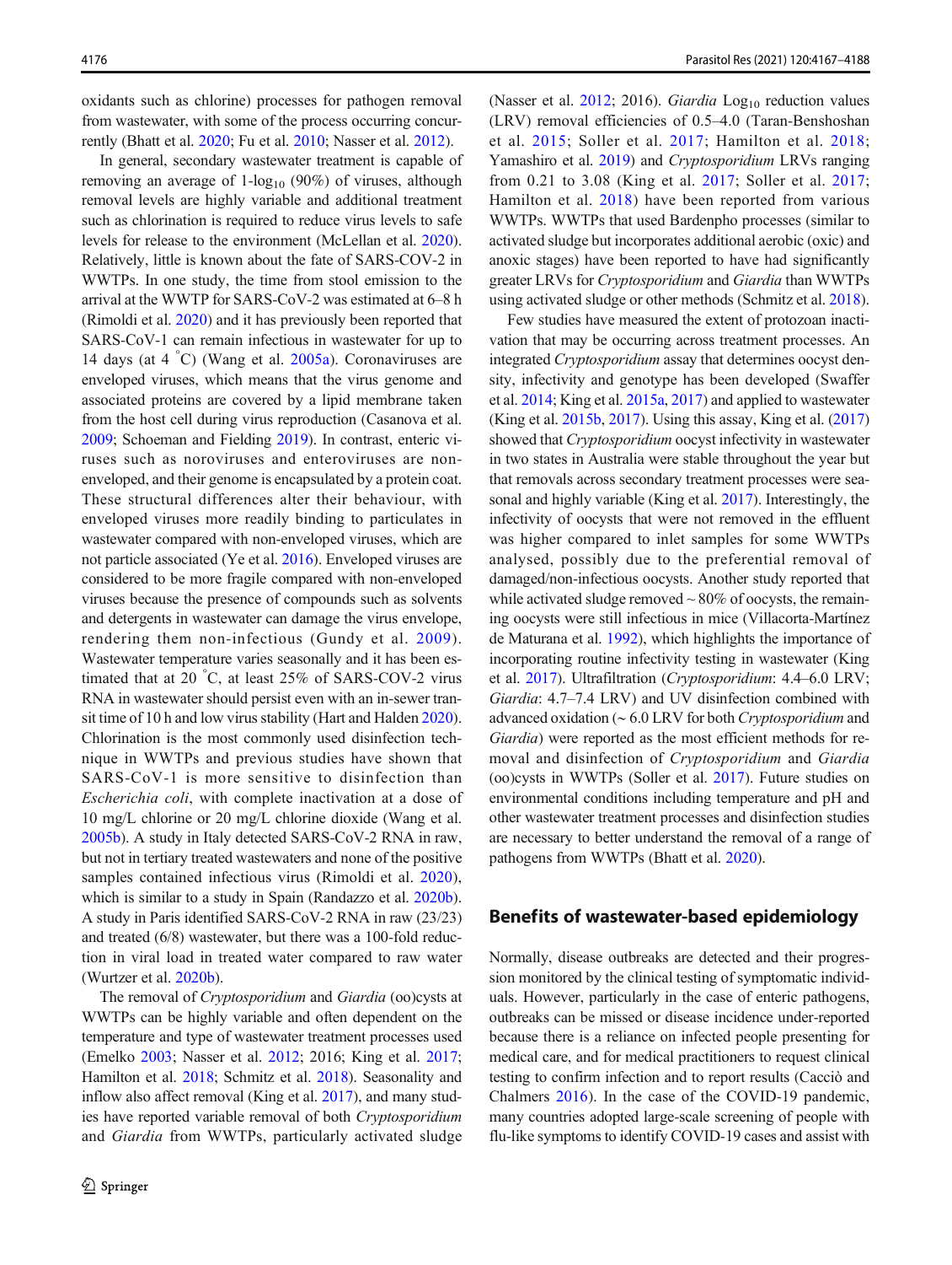oxidants such as chlorine) processes for pathogen removal from wastewater, with some of the process occurring concurrently (Bhatt et al. 2020; Fu et al. 2010; Nasser et al. 2012).

In general, secondary wastewater treatment is capable of removing an average of 1-$\log_{10}$ (90%) of viruses, although removal levels are highly variable and additional treatment such as chlorination is required to reduce virus levels to safe levels for release to the environment (McLellan et al. 2020). Relatively, little is known about the fate of SARS-COV-2 in WWTPs. In one study, the time from stool emission to the arrival at the WWTP for SARS-CoV-2 was estimated at 6–8 h (Rimoldi et al. 2020) and it has previously been reported that SARS-CoV-1 can remain infectious in wastewater for up to 14 days (at 4 °C) (Wang et al. 2005a). Coronaviruses are enveloped viruses, which means that the virus genome and associated proteins are covered by a lipid membrane taken from the host cell during virus reproduction (Casanova et al. 2009; Schoeman and Fielding 2019). In contrast, enteric viruses such as noroviruses and enteroviruses are non-enveloped, and their genome is encapsulated by a protein coat. These structural differences alter their behaviour, with enveloped viruses more readily binding to particulates in wastewater compared with non-enveloped viruses, which are not particle associated (Ye et al. 2016). Enveloped viruses are considered to be more fragile compared with non-enveloped viruses because the presence of compounds such as solvents and detergents in wastewater can damage the virus envelope, rendering them non-infectious (Gundy et al. 2009). Wastewater temperature varies seasonally and it has been estimated that at 20 °C, at least 25% of SARS-COV-2 virus RNA in wastewater should persist even with an in-sewer transit time of 10 h and low virus stability (Hart and Halden 2020). Chlorination is the most commonly used disinfection technique in WWTPs and previous studies have shown that SARS-CoV-1 is more sensitive to disinfection than *Escherichia coli*, with complete inactivation at a dose of 10 mg/L chlorine or 20 mg/L chlorine dioxide (Wang et al. 2005b). A study in Italy detected SARS-CoV-2 RNA in raw, but not in tertiary treated wastewaters and none of the positive samples contained infectious virus (Rimoldi et al. 2020), which is similar to a study in Spain (Randazzo et al. 2020b). A study in Paris identified SARS-CoV-2 RNA in raw (23/23) and treated (6/8) wastewater, but there was a 100-fold reduction in viral load in treated water compared to raw water (Wurtzer et al. 2020b).

The removal of *Cryptosporidium* and *Giardia* (oo)cysts at WWTPs can be highly variable and often dependent on the temperature and type of wastewater treatment processes used (Emelko 2003; Nasser et al. 2012; 2016; King et al. 2017; Hamilton et al. 2018; Schmitz et al. 2018). Seasonality and inflow also affect removal (King et al. 2017), and many studies have reported variable removal of both *Cryptosporidium* and *Giardia* from WWTPs, particularly activated sludge (Nasser et al. 2012; 2016). *Giardia* $\text{Log}_{10}$ reduction values (LRV) removal efficiencies of 0.5–4.0 (Taran-Benshoshan et al. 2015; Soller et al. 2017; Hamilton et al. 2018; Yamashiro et al. 2019) and *Cryptosporidium* LRVs ranging from 0.21 to 3.08 (King et al. 2017; Soller et al. 2017; Hamilton et al. 2018) have been reported from various WWTPs. WWTPs that used Bardenpho processes (similar to activated sludge but incorporates additional aerobic (oxic) and anoxic stages) have been reported to have had significantly greater LRVs for *Cryptosporidium* and *Giardia* than WWTPs using activated sludge or other methods (Schmitz et al. 2018).

Few studies have measured the extent of protozoan inactivation that may be occurring across treatment processes. An integrated *Cryptosporidium* assay that determines oocyst density, infectivity and genotype has been developed (Swaffer et al. 2014; King et al. 2015a, 2017) and applied to wastewater (King et al. 2015b, 2017). Using this assay, King et al. (2017) showed that *Cryptosporidium* oocyst infectivity in wastewater in two states in Australia were stable throughout the year but that removals across secondary treatment processes were seasonal and highly variable (King et al. 2017). Interestingly, the infectivity of oocysts that were not removed in the effluent was higher compared to inlet samples for some WWTPs analysed, possibly due to the preferential removal of damaged/non-infectious oocysts. Another study reported that while activated sludge removed ~ 80% of oocysts, the remaining oocysts were still infectious in mice (Villacorta-Martínez de Maturana et al. 1992), which highlights the importance of incorporating routine infectivity testing in wastewater (King et al. 2017). Ultrafiltration (*Cryptosporidium*: 4.4–6.0 LRV; *Giardia*: 4.7–7.4 LRV) and UV disinfection combined with advanced oxidation (~ 6.0 LRV for both *Cryptosporidium* and *Giardia*) were reported as the most efficient methods for removal and disinfection of *Cryptosporidium* and *Giardia* (oo)cysts in WWTPs (Soller et al. 2017). Future studies on environmental conditions including temperature and pH and other wastewater treatment processes and disinfection studies are necessary to better understand the removal of a range of pathogens from WWTPs (Bhatt et al. 2020).

## Benefits of wastewater-based epidemiology

Normally, disease outbreaks are detected and their progression monitored by the clinical testing of symptomatic individuals. However, particularly in the case of enteric pathogens, outbreaks can be missed or disease incidence under-reported because there is a reliance on infected people presenting for medical care, and for medical practitioners to request clinical testing to confirm infection and to report results (Cacciò and Chalmers 2016). In the case of the COVID-19 pandemic, many countries adopted large-scale screening of people with flu-like symptoms to identify COVID-19 cases and assist with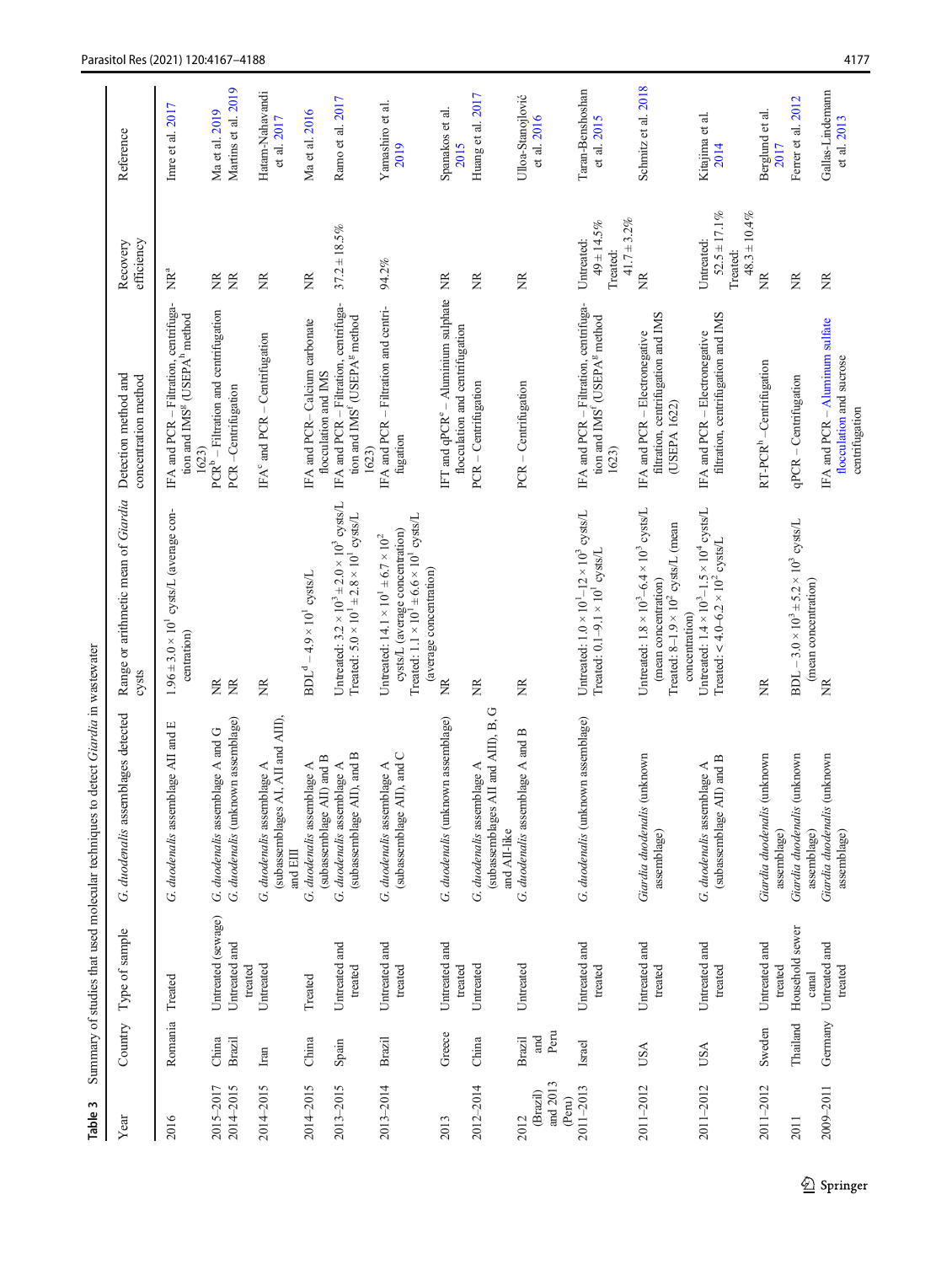**Table 3** Summary of studies that used molecular techniques to detect *Giardia* in wastewater

| Year | Country | Type of sample | *G. duodenalis* assemblages detected | Range or arithmetic mean of *Giardia* cysts | Detection method and concentration method | Recovery efficiency | Reference |
|---|---|---|---|---|---|---|---|
| 2016 | Romania | Treated | *G. duodenalis* assemblage AII and E | $1.96 \pm 3.0 \times 10^1$ cysts/L (average concentration) | IFA and PCR – Filtration, centrifugation and IMS[g] (USEPA[h] method 1623) | NR[a] | Imre et al. 2017 |
| 2015–2017 | China | Untreated (sewage) | *G. duodenalis* assemblage A and G | NR | PCR[b] – Filtration and centrifugation | NR | Ma et al. 2019 |
| 2014–2015 | Brazil | Untreated and treated | *G. duodenalis* (unknown assemblage) | NR | PCR –Centrifugation | NR | Martins et al. 2019 |
| 2014–2015 | Iran | Untreated | *G. duodenalis* assemblage A (subassemblages AI, AII and AIII), and EIII | NR | IFA[c] and PCR – Centrifugation | NR | Hatam-Nahavandi et al. 2017 |
| 2014–2015 | China | Treated | *G. duodenalis* assemblage A (subassemblage AII) and B | BDL[d] – $4.9 \times 10^1$ cysts/L | IFA and PCR– Calcium carbonate flocculation and IMS | NR | Ma et al. 2016 |
| 2013–2015 | Spain | Untreated and treated | *G. duodenalis* assemblage A (subassemblage AII), and B | Untreated: $3.2 \times 10^3 \pm 2.0 \times 10^3$ cysts/L<br>Treated: $5.0 \times 10^1 \pm 2.8 \times 10^1$ cysts/L | IFA and PCR – Filtration, centrifugation and IMS[f] (USEPA[g] method 1623) | $37.2 \pm 18.5\%$ | Ramo et al. 2017 |
| 2013–2014 | Brazil | Untreated and treated | *G. duodenalis* assemblage A (subassemblage AII), and C | Untreated: $14.1 \times 10^1 \pm 6.7 \times 10^2$ cysts/L (average concentration)<br>Treated: $1.1 \times 10^1 \pm 6.6 \times 10^1$ cysts/L (average concentration) | IFA and PCR – Filtration and centrifugation | 94.2% | Yamashiro et al. 2019 |
| 2013 | Greece | Untreated and treated | *G. duodenalis* (unknown assemblage) | NR | IFT and qPCR[e] – Aluminium sulphate flocculation and centrifugation | NR | Spanakos et al. 2015 |
| 2012–2014 | China | Untreated | *G. duodenalis* assemblage A (subassemblages AII and AIII), B, G and AII-like | NR | PCR – Centrifugation | NR | Huang et al. 2017 |
| 2012 (Brazil) and 2013 (Peru) | Brazil and Peru | Untreated | *G. duodenalis* assemblage A and B | NR | PCR – Centrifugation | NR | Ulloa-Stanojlović et al. 2016 |
| 2011–2013 | Israel | Untreated and treated | *G. duodenalis* (unknown assemblage) | Untreated: $1.0 \times 10^1$–$12 \times 10^3$ cysts/L<br>Treated: $0.1$–$9.1 \times 10^1$ cysts/L | IFA and PCR – Filtration, centrifugation and IMS[f] (USEPA[g] method 1623) | Untreated: $49 \pm 14.5\%$<br>Treated: $41.7 \pm 3.2\%$ | Taran-Benshoshan et al. 2015 |
| 2011–2012 | USA | Untreated and treated | *Giardia duodenalis* (unknown assemblage) | Untreated: $1.8 \times 10^3$–$6.4 \times 10^3$ cysts/L (mean concentration)<br>Treated: 8–$1.9 \times 10^2$ cysts/L (mean concentration) | IFA and PCR – Electronegative filtration, centrifugation and IMS (USEPA 1622) | NR | Schmitz et al. 2018 |
| 2011–2012 | USA | Untreated and treated | *G. duodenalis* assemblage A (subassemblage AII) and B | Untreated: $1.4 \times 10^3$–$1.5 \times 10^4$ cysts/L<br>Treated: < 4.0–$6.2 \times 10^2$ cysts/L | IFA and PCR – Electronegative filtration, centrifugation and IMS | Untreated: $52.5 \pm 17.1\%$<br>Treated: $48.3 \pm 10.4\%$ | Kitajima et al. 2014 |
| 2011–2012 | Sweden | Untreated and treated | *Giardia duodenalis* (unknown assemblage) | NR | RT-PCR[h] –Centrifugation | NR | Berglund et al. 2017 |
| 2011 | Thailand | Household sewer canal | *Giardia duodenalis* (unknown assemblage) | BDL – $3.0 \times 10^3 \pm 5.2 \times 10^3$ cysts/L (mean concentration) | qPCR – Centrifugation | NR | Ferrer et al. 2012 |
| 2009–2011 | Germany | Untreated and treated | *Giardia duodenalis* (unknown assemblage) | NR | IFA and PCR – Aluminum sulfate flocculation and sucrose centrifugation | NR | Gallas-Lindemann et al. 2013 |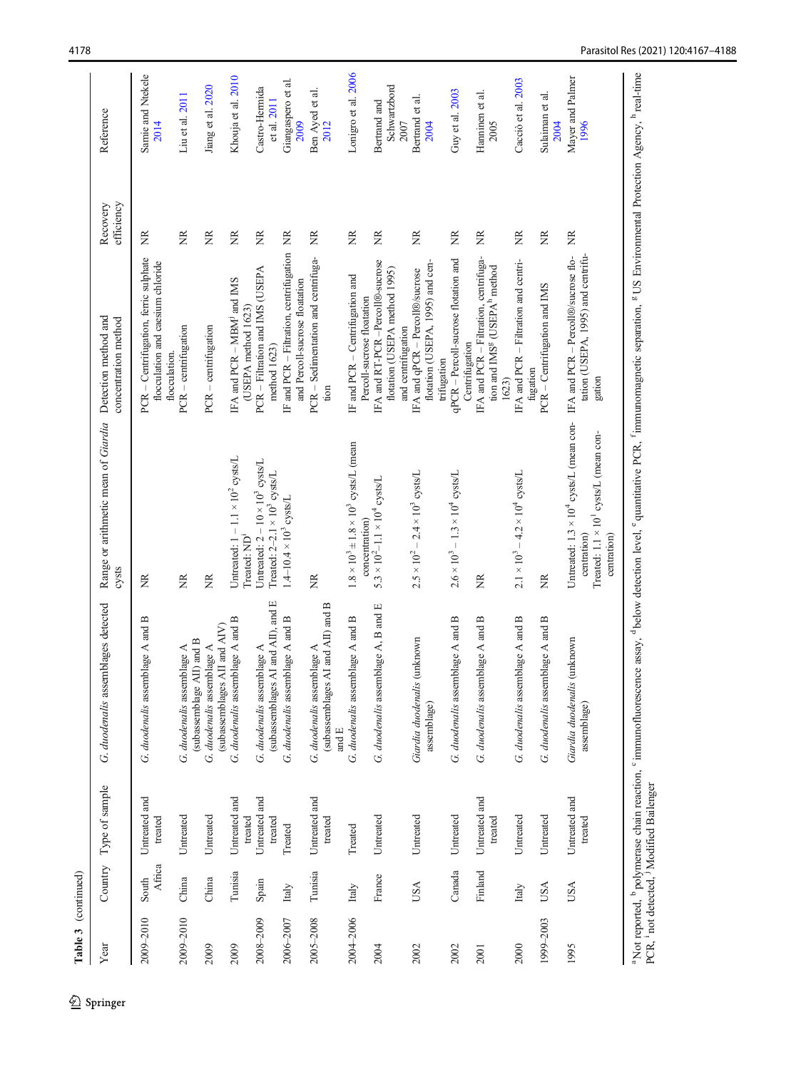**Table 3** (continued)

| Year | Country | Type of sample | *G. duodenalis* assemblages detected | Range or arithmetic mean of *Giardia* cysts | Detection method and concentration method | Recovery efficiency | Reference |
|---|---|---|---|---|---|---|---|
| 2009–2010 | South Africa | Untreated and treated | *G. duodenalis* assemblage A and B | NR | PCR – Centrifugation, ferric sulphate flocculation and caesium chloride flocculation. | NR | Samie and Ntekele 2014 |
| 2009–2010 | China | Untreated | *G. duodenalis* assemblage A (subassemblage AII) and B | NR | PCR – centrifugation | NR | Liu et al. 2011 |
| 2009 | China | Untreated | *G. duodenalis* assemblage A (subassemblages AII and AIV) | NR | PCR – centrifugation | NR | Jiang et al. 2020 |
| 2009 | Tunisia | Untreated and treated | *G. duodenalis* assemblage A and B | Untreated: 1 – $1.1 \times 10^2$ cysts/L Treated: ND[i] | IFA and PCR – MBM[j] and IMS (USEPA method 1623) | NR | Khouja et al. 2010 |
| 2008–2009 | Spain | Untreated and treated | *G. duodenalis* assemblage A (subassemblages AI and AII), and E | Untreated: 2 – $10 \times 10^3$ cysts/L Treated: 2–$2.1 \times 10^3$ cysts/L | PCR – Filtration and IMS (USEPA method 1623) | NR | Castro-Hermida et al. 2011 |
| 2006–2007 | Italy | Treated | *G. duodenalis* assemblage A and B | 1.4–$10.4 \times 10^3$ cysts/L | IF and PCR – Filtration, centrifugation and Percoll-sucrose floatation | NR | Giangaspero et al. 2009 |
| 2005–2008 | Tunisia | Untreated and treated | *G. duodenalis* assemblage A (subassemblages AI and AII) and B and E | NR | PCR – Sedimentation and centrifugation | NR | Ben Ayed et al. 2012 |
| 2004–2006 | Italy | Treated | *G. duodenalis* assemblage A and B | $1.8 \times 10^3 \pm 1.8 \times 10^3$ cysts/L (mean concentration) | IF and PCR – Centrifugation and Percoll-sucrose floatation | NR | Lonigro et al. 2006 |
| 2004 | France | Untreated | *G. duodenalis* assemblage A, B and E | $5.3 \times 10^2$–$1.1 \times 10^4$ cysts/L | IFA and RT-PCR –Percoll®-sucrose flotation (USEPA method 1995) and centrifugation | NR | Bertrand and Schwartzbord 2007 |
| 2002 | USA | Untreated | *Giardia duodenalis* (unknown assemblage) | $2.5 \times 10^2$ – $2.4 \times 10^3$ cysts/L | IFA and qPCR – Percoll®/sucrose flotation (USEPA, 1995) and centrifugation | NR | Bertrand et al. 2004 |
| 2002 | Canada | Untreated | *G. duodenalis* assemblage A and B | $2.6 \times 10^3$ – $1.3 \times 10^4$ cysts/L | qPCR – Percoll-sucrose flotation and Centrifugation | NR | Guy et al. 2003 |
| 2001 | Finland | Untreated and treated | *G. duodenalis* assemblage A and B | NR | IFA and PCR – Filtration, centrifugation and IMS[g] (USEPA[h] method 1623) | NR | Hanninen et al. 2005 |
| 2000 | Italy | Untreated | *G. duodenalis* assemblage A and B | $2.1 \times 10^3$ – $4.2 \times 10^4$ cysts/L | IFA and PCR – Filtration and centrifugation | NR | Caccio et al. 2003 |
| 1999–2003 | USA | Untreated | *G. duodenalis* assemblage A and B | NR | PCR – Centrifugation and IMS | NR | Sulaiman et al. 2004 |
| 1995 | USA | Untreated and treated | *Giardia duodenalis* (unknown assemblage) | Untreated: $1.3 \times 10^4$ cysts/L (mean concentration) Treated: $1.1 \times 10^1$ cysts/L (mean concentration) | IFA and PCR – Percoll®/sucrose flotation (USEPA, 1995) and centrifugation | NR | Mayer and Palmer 1996 |

[a] Not reported, [b] polymerase chain reaction, [c] immunofluorescence assay, [d] below detection level, [e] quantitative PCR, [f] immunomagnetic separation, [g] US Environmental Protection Agency, [h] real-time PCR, [i] not detected, [j] Modified Bailenger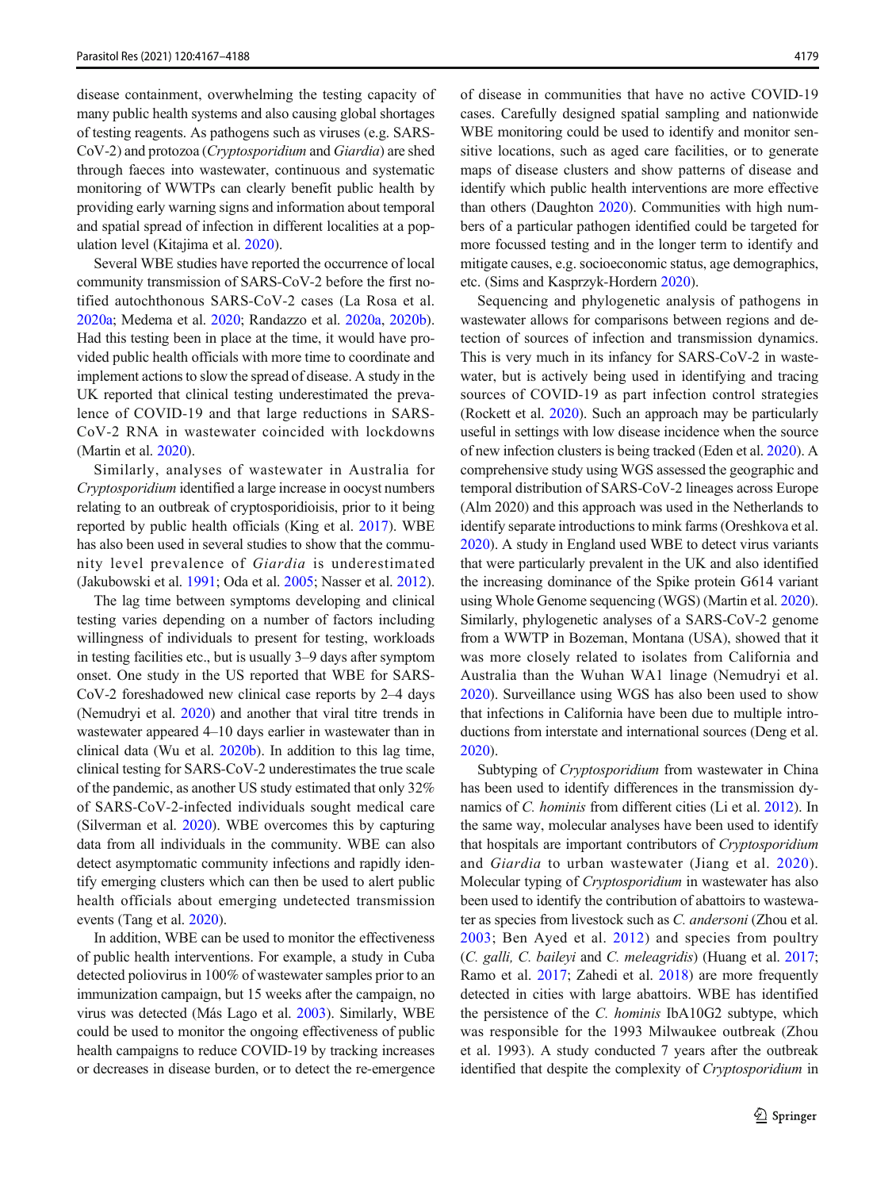disease containment, overwhelming the testing capacity of many public health systems and also causing global shortages of testing reagents. As pathogens such as viruses (e.g. SARS-CoV-2) and protozoa (*Cryptosporidium* and *Giardia*) are shed through faeces into wastewater, continuous and systematic monitoring of WWTPs can clearly benefit public health by providing early warning signs and information about temporal and spatial spread of infection in different localities at a population level (Kitajima et al. 2020).

Several WBE studies have reported the occurrence of local community transmission of SARS-CoV-2 before the first notified autochthonous SARS-CoV-2 cases (La Rosa et al. 2020a; Medema et al. 2020; Randazzo et al. 2020a, 2020b). Had this testing been in place at the time, it would have provided public health officials with more time to coordinate and implement actions to slow the spread of disease. A study in the UK reported that clinical testing underestimated the prevalence of COVID-19 and that large reductions in SARS-CoV-2 RNA in wastewater coincided with lockdowns (Martin et al. 2020).

Similarly, analyses of wastewater in Australia for *Cryptosporidium* identified a large increase in oocyst numbers relating to an outbreak of cryptosporidioisis, prior to it being reported by public health officials (King et al. 2017). WBE has also been used in several studies to show that the community level prevalence of *Giardia* is underestimated (Jakubowski et al. 1991; Oda et al. 2005; Nasser et al. 2012).

The lag time between symptoms developing and clinical testing varies depending on a number of factors including willingness of individuals to present for testing, workloads in testing facilities etc., but is usually 3–9 days after symptom onset. One study in the US reported that WBE for SARS-CoV-2 foreshadowed new clinical case reports by 2–4 days (Nemudryi et al. 2020) and another that viral titre trends in wastewater appeared 4–10 days earlier in wastewater than in clinical data (Wu et al. 2020b). In addition to this lag time, clinical testing for SARS-CoV-2 underestimates the true scale of the pandemic, as another US study estimated that only 32% of SARS-CoV-2-infected individuals sought medical care (Silverman et al. 2020). WBE overcomes this by capturing data from all individuals in the community. WBE can also detect asymptomatic community infections and rapidly identify emerging clusters which can then be used to alert public health officials about emerging undetected transmission events (Tang et al. 2020).

In addition, WBE can be used to monitor the effectiveness of public health interventions. For example, a study in Cuba detected poliovirus in 100% of wastewater samples prior to an immunization campaign, but 15 weeks after the campaign, no virus was detected (Más Lago et al. 2003). Similarly, WBE could be used to monitor the ongoing effectiveness of public health campaigns to reduce COVID-19 by tracking increases or decreases in disease burden, or to detect the re-emergence of disease in communities that have no active COVID-19 cases. Carefully designed spatial sampling and nationwide WBE monitoring could be used to identify and monitor sensitive locations, such as aged care facilities, or to generate maps of disease clusters and show patterns of disease and identify which public health interventions are more effective than others (Daughton 2020). Communities with high numbers of a particular pathogen identified could be targeted for more focussed testing and in the longer term to identify and mitigate causes, e.g. socioeconomic status, age demographics, etc. (Sims and Kasprzyk-Hordern 2020).

Sequencing and phylogenetic analysis of pathogens in wastewater allows for comparisons between regions and detection of sources of infection and transmission dynamics. This is very much in its infancy for SARS-CoV-2 in wastewater, but is actively being used in identifying and tracing sources of COVID-19 as part infection control strategies (Rockett et al. 2020). Such an approach may be particularly useful in settings with low disease incidence when the source of new infection clusters is being tracked (Eden et al. 2020). A comprehensive study using WGS assessed the geographic and temporal distribution of SARS-CoV-2 lineages across Europe (Alm 2020) and this approach was used in the Netherlands to identify separate introductions to mink farms (Oreshkova et al. 2020). A study in England used WBE to detect virus variants that were particularly prevalent in the UK and also identified the increasing dominance of the Spike protein G614 variant using Whole Genome sequencing (WGS) (Martin et al. 2020). Similarly, phylogenetic analyses of a SARS-CoV-2 genome from a WWTP in Bozeman, Montana (USA), showed that it was more closely related to isolates from California and Australia than the Wuhan WA1 linage (Nemudryi et al. 2020). Surveillance using WGS has also been used to show that infections in California have been due to multiple introductions from interstate and international sources (Deng et al. 2020).

Subtyping of *Cryptosporidium* from wastewater in China has been used to identify differences in the transmission dynamics of *C. hominis* from different cities (Li et al. 2012). In the same way, molecular analyses have been used to identify that hospitals are important contributors of *Cryptosporidium* and *Giardia* to urban wastewater (Jiang et al. 2020). Molecular typing of *Cryptosporidium* in wastewater has also been used to identify the contribution of abattoirs to wastewater as species from livestock such as *C. andersoni* (Zhou et al. 2003; Ben Ayed et al. 2012) and species from poultry (*C. galli, C. baileyi* and *C. meleagridis*) (Huang et al. 2017; Ramo et al. 2017; Zahedi et al. 2018) are more frequently detected in cities with large abattoirs. WBE has identified the persistence of the *C. hominis* IbA10G2 subtype, which was responsible for the 1993 Milwaukee outbreak (Zhou et al. 1993). A study conducted 7 years after the outbreak identified that despite the complexity of *Cryptosporidium* in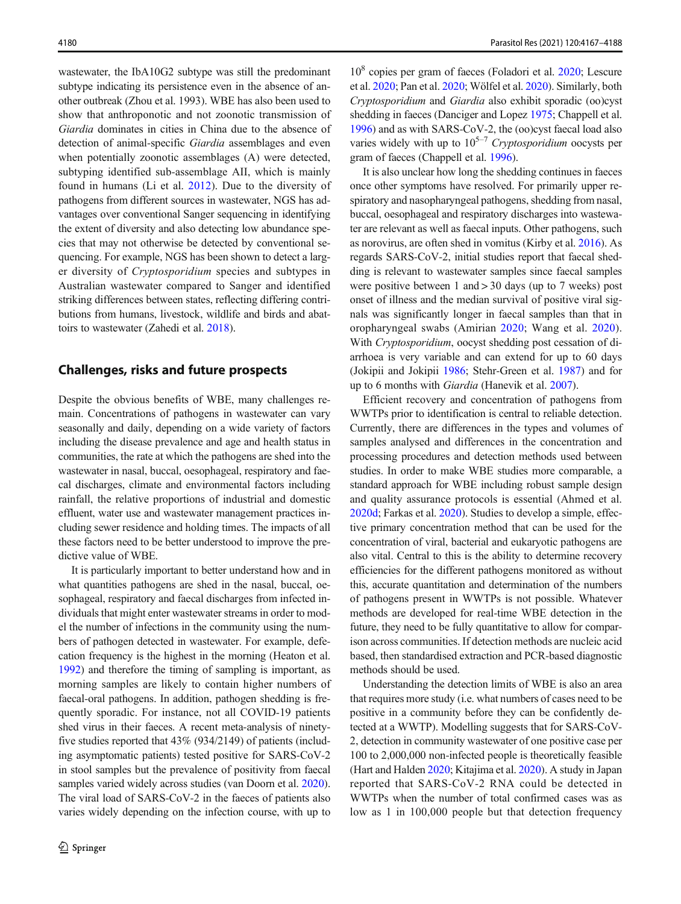wastewater, the IbA10G2 subtype was still the predominant subtype indicating its persistence even in the absence of another outbreak (Zhou et al. 1993). WBE has also been used to show that anthroponotic and not zoonotic transmission of *Giardia* dominates in cities in China due to the absence of detection of animal-specific *Giardia* assemblages and even when potentially zoonotic assemblages (A) were detected, subtyping identified sub-assemblage AII, which is mainly found in humans (Li et al. 2012). Due to the diversity of pathogens from different sources in wastewater, NGS has advantages over conventional Sanger sequencing in identifying the extent of diversity and also detecting low abundance species that may not otherwise be detected by conventional sequencing. For example, NGS has been shown to detect a larger diversity of *Cryptosporidium* species and subtypes in Australian wastewater compared to Sanger and identified striking differences between states, reflecting differing contributions from humans, livestock, wildlife and birds and abattoirs to wastewater (Zahedi et al. 2018).

## Challenges, risks and future prospects

Despite the obvious benefits of WBE, many challenges remain. Concentrations of pathogens in wastewater can vary seasonally and daily, depending on a wide variety of factors including the disease prevalence and age and health status in communities, the rate at which the pathogens are shed into the wastewater in nasal, buccal, oesophageal, respiratory and faecal discharges, climate and environmental factors including rainfall, the relative proportions of industrial and domestic effluent, water use and wastewater management practices including sewer residence and holding times. The impacts of all these factors need to be better understood to improve the predictive value of WBE.

It is particularly important to better understand how and in what quantities pathogens are shed in the nasal, buccal, oesophageal, respiratory and faecal discharges from infected individuals that might enter wastewater streams in order to model the number of infections in the community using the numbers of pathogen detected in wastewater. For example, defecation frequency is the highest in the morning (Heaton et al. 1992) and therefore the timing of sampling is important, as morning samples are likely to contain higher numbers of faecal-oral pathogens. In addition, pathogen shedding is frequently sporadic. For instance, not all COVID-19 patients shed virus in their faeces. A recent meta-analysis of ninety-five studies reported that 43% (934/2149) of patients (including asymptomatic patients) tested positive for SARS-CoV-2 in stool samples but the prevalence of positivity from faecal samples varied widely across studies (van Doorn et al. 2020). The viral load of SARS-CoV-2 in the faeces of patients also varies widely depending on the infection course, with up to $10^8$ copies per gram of faeces (Foladori et al. 2020; Lescure et al. 2020; Pan et al. 2020; Wölfel et al. 2020). Similarly, both *Cryptosporidium* and *Giardia* also exhibit sporadic (oo)cyst shedding in faeces (Danciger and Lopez 1975; Chappell et al. 1996) and as with SARS-CoV-2, the (oo)cyst faecal load also varies widely with up to $10^{5-7}$ *Cryptosporidium* oocysts per gram of faeces (Chappell et al. 1996).

It is also unclear how long the shedding continues in faeces once other symptoms have resolved. For primarily upper respiratory and nasopharyngeal pathogens, shedding from nasal, buccal, oesophageal and respiratory discharges into wastewater are relevant as well as faecal inputs. Other pathogens, such as norovirus, are often shed in vomitus (Kirby et al. 2016). As regards SARS-CoV-2, initial studies report that faecal shedding is relevant to wastewater samples since faecal samples were positive between 1 and > 30 days (up to 7 weeks) post onset of illness and the median survival of positive viral signals was significantly longer in faecal samples than that in oropharyngeal swabs (Amirian 2020; Wang et al. 2020). With *Cryptosporidium*, oocyst shedding post cessation of diarrhoea is very variable and can extend for up to 60 days (Jokipii and Jokipii 1986; Stehr-Green et al. 1987) and for up to 6 months with *Giardia* (Hanevik et al. 2007).

Efficient recovery and concentration of pathogens from WWTPs prior to identification is central to reliable detection. Currently, there are differences in the types and volumes of samples analysed and differences in the concentration and processing procedures and detection methods used between studies. In order to make WBE studies more comparable, a standard approach for WBE including robust sample design and quality assurance protocols is essential (Ahmed et al. 2020d; Farkas et al. 2020). Studies to develop a simple, effective primary concentration method that can be used for the concentration of viral, bacterial and eukaryotic pathogens are also vital. Central to this is the ability to determine recovery efficiencies for the different pathogens monitored as without this, accurate quantitation and determination of the numbers of pathogens present in WWTPs is not possible. Whatever methods are developed for real-time WBE detection in the future, they need to be fully quantitative to allow for comparison across communities. If detection methods are nucleic acid based, then standardised extraction and PCR-based diagnostic methods should be used.

Understanding the detection limits of WBE is also an area that requires more study (i.e. what numbers of cases need to be positive in a community before they can be confidently detected at a WWTP). Modelling suggests that for SARS-CoV-2, detection in community wastewater of one positive case per 100 to 2,000,000 non-infected people is theoretically feasible (Hart and Halden 2020; Kitajima et al. 2020). A study in Japan reported that SARS-CoV-2 RNA could be detected in WWTPs when the number of total confirmed cases was as low as 1 in 100,000 people but that detection frequency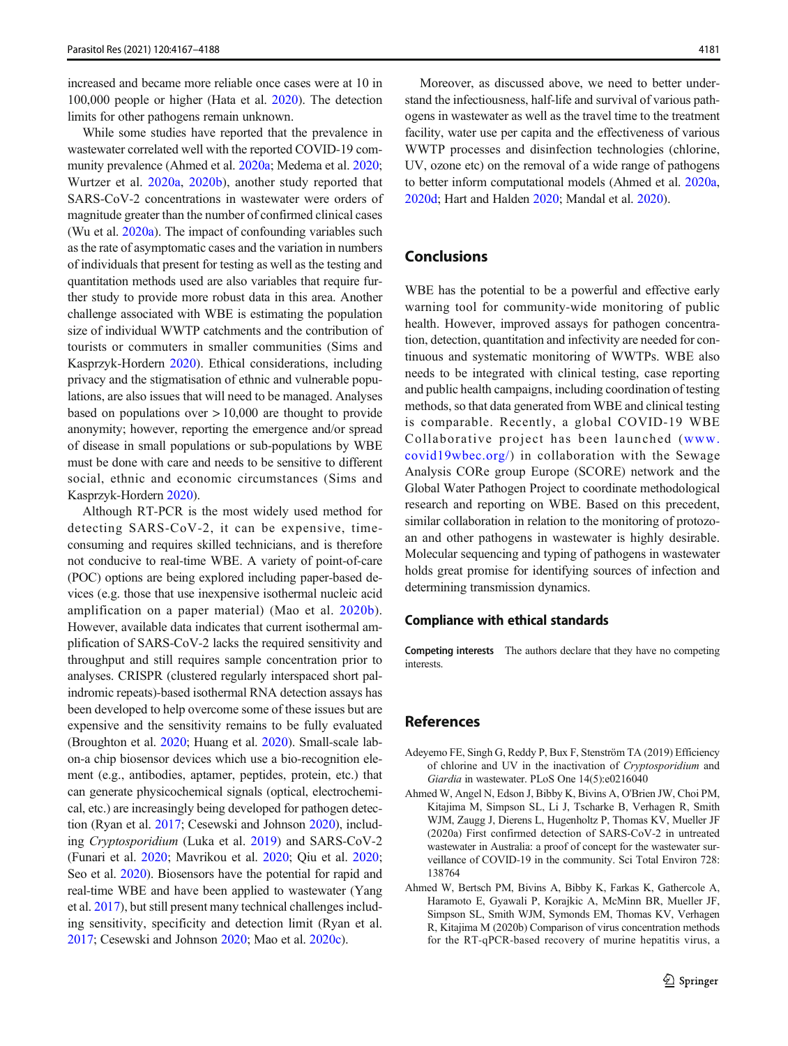increased and became more reliable once cases were at 10 in 100,000 people or higher (Hata et al. 2020). The detection limits for other pathogens remain unknown.

While some studies have reported that the prevalence in wastewater correlated well with the reported COVID-19 community prevalence (Ahmed et al. 2020a; Medema et al. 2020; Wurtzer et al. 2020a, 2020b), another study reported that SARS-CoV-2 concentrations in wastewater were orders of magnitude greater than the number of confirmed clinical cases (Wu et al. 2020a). The impact of confounding variables such as the rate of asymptomatic cases and the variation in numbers of individuals that present for testing as well as the testing and quantitation methods used are also variables that require further study to provide more robust data in this area. Another challenge associated with WBE is estimating the population size of individual WWTP catchments and the contribution of tourists or commuters in smaller communities (Sims and Kasprzyk-Hordern 2020). Ethical considerations, including privacy and the stigmatisation of ethnic and vulnerable populations, are also issues that will need to be managed. Analyses based on populations over > 10,000 are thought to provide anonymity; however, reporting the emergence and/or spread of disease in small populations or sub-populations by WBE must be done with care and needs to be sensitive to different social, ethnic and economic circumstances (Sims and Kasprzyk-Hordern 2020).

Although RT-PCR is the most widely used method for detecting SARS-CoV-2, it can be expensive, time-consuming and requires skilled technicians, and is therefore not conducive to real-time WBE. A variety of point-of-care (POC) options are being explored including paper-based devices (e.g. those that use inexpensive isothermal nucleic acid amplification on a paper material) (Mao et al. 2020b). However, available data indicates that current isothermal amplification of SARS-CoV-2 lacks the required sensitivity and throughput and still requires sample concentration prior to analyses. CRISPR (clustered regularly interspaced short palindromic repeats)-based isothermal RNA detection assays has been developed to help overcome some of these issues but are expensive and the sensitivity remains to be fully evaluated (Broughton et al. 2020; Huang et al. 2020). Small-scale lab-on-a chip biosensor devices which use a bio-recognition element (e.g., antibodies, aptamer, peptides, protein, etc.) that can generate physicochemical signals (optical, electrochemical, etc.) are increasingly being developed for pathogen detection (Ryan et al. 2017; Cesewski and Johnson 2020), including *Cryptosporidium* (Luka et al. 2019) and SARS-CoV-2 (Funari et al. 2020; Mavrikou et al. 2020; Qiu et al. 2020; Seo et al. 2020). Biosensors have the potential for rapid and real-time WBE and have been applied to wastewater (Yang et al. 2017), but still present many technical challenges including sensitivity, specificity and detection limit (Ryan et al. 2017; Cesewski and Johnson 2020; Mao et al. 2020c).

Moreover, as discussed above, we need to better understand the infectiousness, half-life and survival of various pathogens in wastewater as well as the travel time to the treatment facility, water use per capita and the effectiveness of various WWTP processes and disinfection technologies (chlorine, UV, ozone etc) on the removal of a wide range of pathogens to better inform computational models (Ahmed et al. 2020a, 2020d; Hart and Halden 2020; Mandal et al. 2020).

## Conclusions

WBE has the potential to be a powerful and effective early warning tool for community-wide monitoring of public health. However, improved assays for pathogen concentration, detection, quantitation and infectivity are needed for continuous and systematic monitoring of WWTPs. WBE also needs to be integrated with clinical testing, case reporting and public health campaigns, including coordination of testing methods, so that data generated from WBE and clinical testing is comparable. Recently, a global COVID-19 WBE Collaborative project has been launched (www.covid19wbec.org/) in collaboration with the Sewage Analysis CORe group Europe (SCORE) network and the Global Water Pathogen Project to coordinate methodological research and reporting on WBE. Based on this precedent, similar collaboration in relation to the monitoring of protozoan and other pathogens in wastewater is highly desirable. Molecular sequencing and typing of pathogens in wastewater holds great promise for identifying sources of infection and determining transmission dynamics.

### Compliance with ethical standards

**Competing interests** The authors declare that they have no competing interests.

## References

Adeyemo FE, Singh G, Reddy P, Bux F, Stenström TA (2019) Efficiency of chlorine and UV in the inactivation of *Cryptosporidium* and *Giardia* in wastewater. PLoS One 14(5):e0216040

Ahmed W, Angel N, Edson J, Bibby K, Bivins A, O'Brien JW, Choi PM, Kitajima M, Simpson SL, Li J, Tscharke B, Verhagen R, Smith WJM, Zaugg J, Dierens L, Hugenholtz P, Thomas KV, Mueller JF (2020a) First confirmed detection of SARS-CoV-2 in untreated wastewater in Australia: a proof of concept for the wastewater surveillance of COVID-19 in the community. Sci Total Environ 728:138764

Ahmed W, Bertsch PM, Bivins A, Bibby K, Farkas K, Gathercole A, Haramoto E, Gyawali P, Korajkic A, McMinn BR, Mueller JF, Simpson SL, Smith WJM, Symonds EM, Thomas KV, Verhagen R, Kitajima M (2020b) Comparison of virus concentration methods for the RT-qPCR-based recovery of murine hepatitis virus, a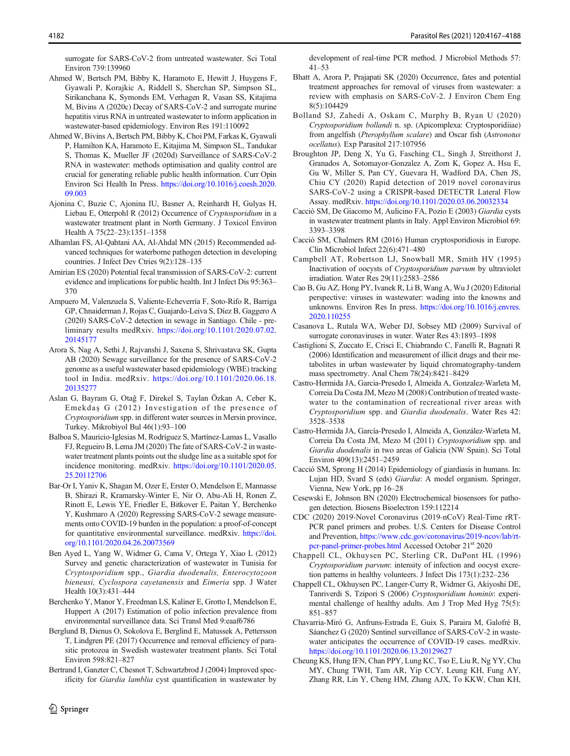surrogate for SARS-CoV-2 from untreated wastewater. Sci Total Environ 739:139960

Ahmed W, Bertsch PM, Bibby K, Haramoto E, Hewitt J, Huygens F, Gyawali P, Korajkic A, Riddell S, Sherchan SP, Simpson SL, Sirikanchana K, Symonds EM, Verhagen R, Vasan SS, Kitajima M, Bivins A (2020c) Decay of SARS-CoV-2 and surrogate murine hepatitis virus RNA in untreated wastewater to inform application in wastewater-based epidemiology. Environ Res 191:110092

Ahmed W, Bivins A, Bertsch PM, Bibby K, Choi PM, Farkas K, Gyawali P, Hamilton KA, Haramoto E, Kitajima M, Simpson SL, Tandukar S, Thomas K, Mueller JF (2020d) Surveillance of SARS-CoV-2 RNA in wastewater: methods optimisation and quality control are crucial for generating reliable public health information. Curr Opin Environ Sci Health In Press. https://doi.org/10.1016/j.coesh.2020.09.003

Ajonina C, Buzie C, Ajonina IU, Basner A, Reinhardt H, Gulyas H, Liebau E, Otterpohl R (2012) Occurrence of *Cryptosporidium* in a wastewater treatment plant in North Germany. J Toxicol Environ Health A 75(22–23):1351–1358

Alhamlan FS, Al-Qahtani AA, Al-Ahdal MN (2015) Recommended advanced techniques for waterborne pathogen detection in developing countries. J Infect Dev Ctries 9(2):128–135

Amirian ES (2020) Potential fecal transmission of SARS-CoV-2: current evidence and implications for public health. Int J Infect Dis 95:363–370

Ampuero M, Valenzuela S, Valiente-Echeverría F, Soto-Rifo R, Barriga GP, Chnaiderman J, Rojas C, Guajardo-Leiva S, Díez B, Gaggero A (2020) SARS-CoV-2 detection in sewage in Santiago. Chile - preliminary results medRxiv. https://doi.org/10.1101/2020.07.02.20145177

Arora S, Nag A, Sethi J, Rajvanshi J, Saxena S, Shrivastava SK, Gupta AB (2020) Sewage surveillance for the presence of SARS-CoV-2 genome as a useful wastewater based epidemiology (WBE) tracking tool in India. medRxiv. https://doi.org/10.1101/2020.06.18.20135277

Aslan G, Bayram G, Otağ F, Direkel S, Taylan Özkan A, Ceber K, Emekdaş G (2012) Investigation of the presence of *Cryptosporidium* spp. in different water sources in Mersin province, Turkey. Mikrobiyol Bul 46(1):93–100

Balboa S, Mauricio-Iglesias M, Rodríguez S, Martínez-Lamas L, Vasallo FJ, Regueiro B, Lema JM (2020) The fate of SARS-CoV-2 in wastewater treatment plants points out the sludge line as a suitable spot for incidence monitoring. medRxiv. https://doi.org/10.1101/2020.05.25.20112706

Bar-Or I, Yaniv K, Shagan M, Ozer E, Erster O, Mendelson E, Mannasse B, Shirazi R, Kramarsky-Winter E, Nir O, Abu-Ali H, Ronen Z, Rinott E, Lewis YE, Friedler E, Bitkover E, Paitan Y, Berchenko Y, Kushmaro A (2020) Regressing SARS-CoV-2 sewage measurements onto COVID-19 burden in the population: a proof-of-concept for quantitative environmental surveillance. medRxiv. https://doi.org/10.1101/2020.04.26.20073569

Ben Ayed L, Yang W, Widmer G, Cama V, Ortega Y, Xiao L (2012) Survey and genetic characterization of wastewater in Tunisia for *Cryptosporidium* spp., *Giardia duodenalis, Enterocytozoon bieneusi, Cyclospora cayetanensis* and *Eimeria* spp. J Water Health 10(3):431–444

Berchenko Y, Manor Y, Freedman LS, Kaliner E, Grotto I, Mendelson E, Huppert A (2017) Estimation of polio infection prevalence from environmental surveillance data. Sci Transl Med 9:eaaf6786

Berglund B, Dienus O, Sokolova E, Berglind E, Matussek A, Pettersson T, Lindgren PE (2017) Occurrence and removal efficiency of parasitic protozoa in Swedish wastewater treatment plants. Sci Total Environ 598:821–827

Bertrand I, Ganzter C, Chesnot T, Schwartzbrod J (2004) Improved specificity for *Giardia lamblia* cyst quantification in wastewater by development of real-time PCR method. J Microbiol Methods 57:41–53

Bhatt A, Arora P, Prajapati SK (2020) Occurrence, fates and potential treatment approaches for removal of viruses from wastewater: a review with emphasis on SARS-CoV-2. J Environ Chem Eng 8(5):104429

Bolland SJ, Zahedi A, Oskam C, Murphy B, Ryan U (2020) *Cryptosporidium bollandi* n. sp. (Apicomplexa: Cryptosporidiiae) from angelfish (*Pterophyllum scalare*) and Oscar fish (*Astronotus ocellatus*). Exp Parasitol 217:107956

Broughton JP, Deng X, Yu G, Fasching CL, Singh J, Streithorst J, Granados A, Sotomayor-Gonzalez A, Zorn K, Gopez A, Hsu E, Gu W, Miller S, Pan CY, Guevara H, Wadford DA, Chen JS, Chiu CY (2020) Rapid detection of 2019 novel coronavirus SARS-CoV-2 using a CRISPR-based DETECTR Lateral Flow Assay. medRxiv. https://doi.org/10.1101/2020.03.06.20032334

Cacciò SM, De Giacomo M, Aulicino FA, Pozio E (2003) *Giardia* cysts in wastewater treatment plants in Italy. Appl Environ Microbiol 69:3393–3398

Cacciò SM, Chalmers RM (2016) Human cryptosporidiosis in Europe. Clin Microbiol Infect 22(6):471–480

Campbell AT, Robertson LJ, Snowball MR, Smith HV (1995) Inactivation of oocysts of *Cryptosporidium parvum* by ultraviolet irradiation. Water Res 29(11):2583–2586

Cao B, Gu AZ, Hong PY, Ivanek R, Li B, Wang A, Wu J (2020) Editorial perspective: viruses in wastewater: wading into the knowns and unknowns. Environ Res In press. https://doi.org/10.1016/j.envres.2020.110255

Casanova L, Rutala WA, Weber DJ, Sobsey MD (2009) Survival of surrogate coronaviruses in water. Water Res 43:1893–1898

Castiglioni S, Zuccato E, Crisci E, Chiabrando C, Fanelli R, Bagnati R (2006) Identification and measurement of illicit drugs and their metabolites in urban wastewater by liquid chromatography-tandem mass spectrometry. Anal Chem 78(24):8421–8429

Castro-Hermida JA, Garcia-Presedo I, Almeida A, Gonzalez-Warleta M, Correia Da Costa JM, Mezo M (2008) Contribution of treated wastewater to the contamination of recreational river areas with *Cryptosporidium* spp. and *Giardia duodenalis*. Water Res 42:3528–3538

Castro-Hermida JA, García-Presedo I, Almeida A, González-Warleta M, Correia Da Costa JM, Mezo M (2011) *Cryptosporidium* spp. and *Giardia duodenalis* in two areas of Galicia (NW Spain). Sci Total Environ 409(13):2451–2459

Cacció SM, Sprong H (2014) Epidemiology of giardiasis in humans. In: Lujan HD, Svard S (eds) *Giardia*: A model organism. Springer, Vienna, New York, pp 16–28

Cesewski E, Johnson BN (2020) Electrochemical biosensors for pathogen detection. Biosens Bioelectron 159:112214

CDC (2020) 2019-Novel Coronavirus (2019-nCoV) Real-Time rRT-PCR panel primers and probes. U.S. Centers for Disease Control and Prevention, https://www.cdc.gov/coronavirus/2019-ncov/lab/rt-pcr-panel-primer-probes.html Accessed October 21st 2020

Chappell CL, Okhuysen PC, Sterling CR, DuPont HL (1996) *Cryptosporidium parvum*: intensity of infection and oocyst excretion patterns in healthy volunteers. J Infect Dis 173(1):232–236

Chappell CL, Okhuysen PC, Langer-Curry R, Widmer G, Akiyoshi DE, Tanriverdi S, Tzipori S (2006) *Cryptosporidium hominis*: experimental challenge of healthy adults. Am J Trop Med Hyg 75(5):851–857

Chavarria-Miró G, Anfruns-Estrada E, Guix S, Paraira M, Galofré B, Sáanchez G (2020) Sentinel surveillance of SARS-CoV-2 in wastewater anticipates the occurrence of COVID-19 cases. medRxiv. https://doi.org/10.1101/2020.06.13.20129627

Cheung KS, Hung IFN, Chan PPY, Lung KC, Tso E, Liu R, Ng YY, Chu MY, Chung TWH, Tam AR, Yip CCY, Leung KH, Fung AY, Zhang RR, Lin Y, Cheng HM, Zhang AJX, To KKW, Chan KH,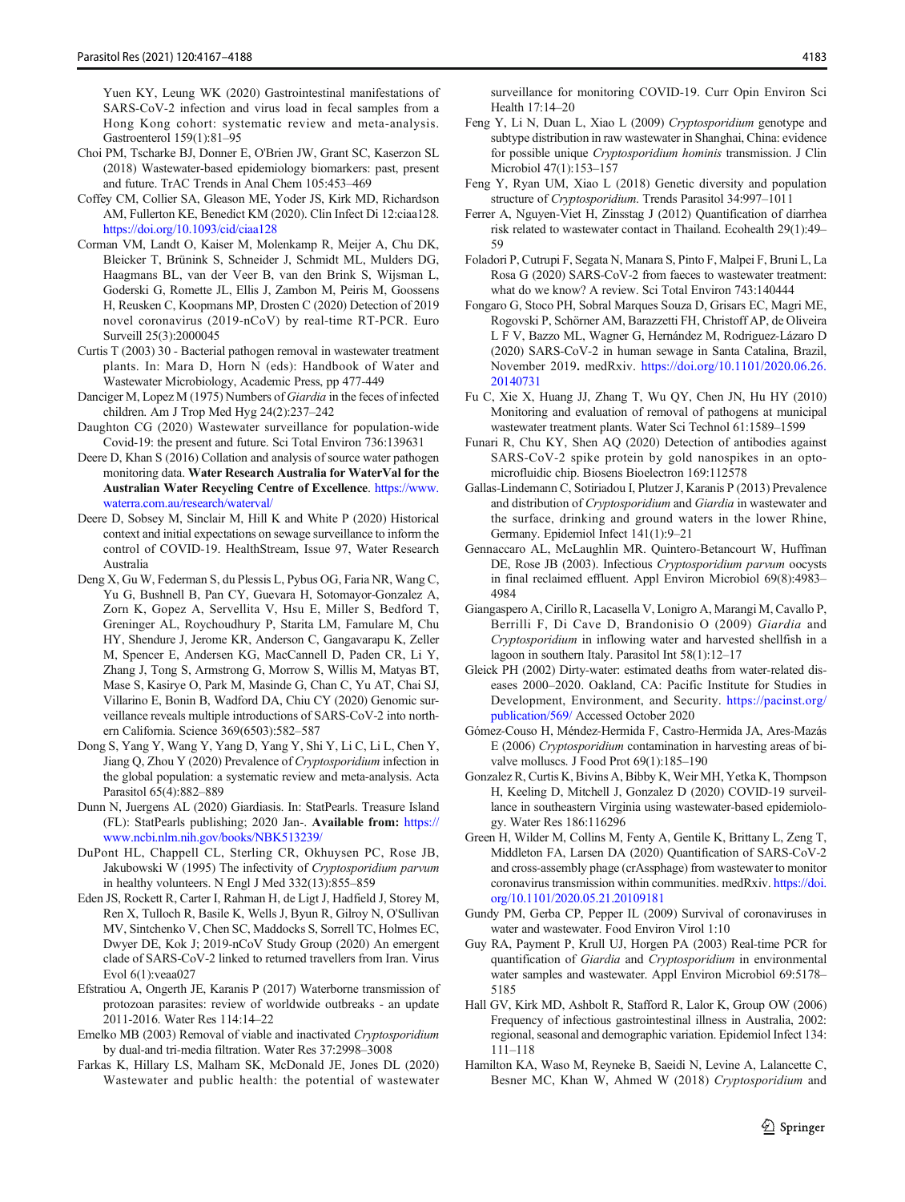Yuen KY, Leung WK (2020) Gastrointestinal manifestations of SARS-CoV-2 infection and virus load in fecal samples from a Hong Kong cohort: systematic review and meta-analysis. Gastroenterol 159(1):81–95

Choi PM, Tscharke BJ, Donner E, O'Brien JW, Grant SC, Kaserzon SL (2018) Wastewater-based epidemiology biomarkers: past, present and future. TrAC Trends in Anal Chem 105:453–469

Coffey CM, Collier SA, Gleason ME, Yoder JS, Kirk MD, Richardson AM, Fullerton KE, Benedict KM (2020). Clin Infect Di 12:ciaa128. https://doi.org/10.1093/cid/ciaa128

Corman VM, Landt O, Kaiser M, Molenkamp R, Meijer A, Chu DK, Bleicker T, Brünink S, Schneider J, Schmidt ML, Mulders DG, Haagmans BL, van der Veer B, van den Brink S, Wijsman L, Goderski G, Romette JL, Ellis J, Zambon M, Peiris M, Goossens H, Reusken C, Koopmans MP, Drosten C (2020) Detection of 2019 novel coronavirus (2019-nCoV) by real-time RT-PCR. Euro Surveill 25(3):2000045

Curtis T (2003) 30 - Bacterial pathogen removal in wastewater treatment plants. In: Mara D, Horn N (eds): Handbook of Water and Wastewater Microbiology, Academic Press, pp 477-449

Danciger M, Lopez M (1975) Numbers of *Giardia* in the feces of infected children. Am J Trop Med Hyg 24(2):237–242

Daughton CG (2020) Wastewater surveillance for population-wide Covid-19: the present and future. Sci Total Environ 736:139631

Deere D, Khan S (2016) Collation and analysis of source water pathogen monitoring data. **Water Research Australia for WaterVal for the Australian Water Recycling Centre of Excellence**. https://www.waterra.com.au/research/waterval/

Deere D, Sobsey M, Sinclair M, Hill K and White P (2020) Historical context and initial expectations on sewage surveillance to inform the control of COVID-19. HealthStream, Issue 97, Water Research Australia

Deng X, Gu W, Federman S, du Plessis L, Pybus OG, Faria NR, Wang C, Yu G, Bushnell B, Pan CY, Guevara H, Sotomayor-Gonzalez A, Zorn K, Gopez A, Servellita V, Hsu E, Miller S, Bedford T, Greninger AL, Roychoudhury P, Starita LM, Famulare M, Chu HY, Shendure J, Jerome KR, Anderson C, Gangavarapu K, Zeller M, Spencer E, Andersen KG, MacCannell D, Paden CR, Li Y, Zhang J, Tong S, Armstrong G, Morrow S, Willis M, Matyas BT, Mase S, Kasirye O, Park M, Masinde G, Chan C, Yu AT, Chai SJ, Villarino E, Bonin B, Wadford DA, Chiu CY (2020) Genomic surveillance reveals multiple introductions of SARS-CoV-2 into northern California. Science 369(6503):582–587

Dong S, Yang Y, Wang Y, Yang D, Yang Y, Shi Y, Li C, Li L, Chen Y, Jiang Q, Zhou Y (2020) Prevalence of *Cryptosporidium* infection in the global population: a systematic review and meta-analysis. Acta Parasitol 65(4):882–889

Dunn N, Juergens AL (2020) Giardiasis. In: StatPearls. Treasure Island (FL): StatPearls publishing; 2020 Jan-. **Available from:** https://www.ncbi.nlm.nih.gov/books/NBK513239/

DuPont HL, Chappell CL, Sterling CR, Okhuysen PC, Rose JB, Jakubowski W (1995) The infectivity of *Cryptosporidium parvum* in healthy volunteers. N Engl J Med 332(13):855–859

Eden JS, Rockett R, Carter I, Rahman H, de Ligt J, Hadfield J, Storey M, Ren X, Tulloch R, Basile K, Wells J, Byun R, Gilroy N, O'Sullivan MV, Sintchenko V, Chen SC, Maddocks S, Sorrell TC, Holmes EC, Dwyer DE, Kok J; 2019-nCoV Study Group (2020) An emergent clade of SARS-CoV-2 linked to returned travellers from Iran. Virus Evol 6(1):veaa027

Efstratiou A, Ongerth JE, Karanis P (2017) Waterborne transmission of protozoan parasites: review of worldwide outbreaks - an update 2011-2016. Water Res 114:14–22

Emelko MB (2003) Removal of viable and inactivated *Cryptosporidium* by dual-and tri-media filtration. Water Res 37:2998–3008

Farkas K, Hillary LS, Malham SK, McDonald JE, Jones DL (2020) Wastewater and public health: the potential of wastewater surveillance for monitoring COVID-19. Curr Opin Environ Sci Health 17:14–20

Feng Y, Li N, Duan L, Xiao L (2009) *Cryptosporidium* genotype and subtype distribution in raw wastewater in Shanghai, China: evidence for possible unique *Cryptosporidium hominis* transmission. J Clin Microbiol 47(1):153–157

Feng Y, Ryan UM, Xiao L (2018) Genetic diversity and population structure of *Cryptosporidium*. Trends Parasitol 34:997–1011

Ferrer A, Nguyen-Viet H, Zinsstag J (2012) Quantification of diarrhea risk related to wastewater contact in Thailand. Ecohealth 29(1):49–59

Foladori P, Cutrupi F, Segata N, Manara S, Pinto F, Malpei F, Bruni L, La Rosa G (2020) SARS-CoV-2 from faeces to wastewater treatment: what do we know? A review. Sci Total Environ 743:140444

Fongaro G, Stoco PH, Sobral Marques Souza D, Grisars EC, Magri ME, Rogovski P, Schörner AM, Barazzetti FH, Christoff AP, de Oliveira L F V, Bazzo ML, Wagner G, Hernández M, Rodriguez-Lázaro D (2020) SARS-CoV-2 in human sewage in Santa Catalina, Brazil, November 2019**.** medRxiv. https://doi.org/10.1101/2020.06.26.20140731

Fu C, Xie X, Huang JJ, Zhang T, Wu QY, Chen JN, Hu HY (2010) Monitoring and evaluation of removal of pathogens at municipal wastewater treatment plants. Water Sci Technol 61:1589–1599

Funari R, Chu KY, Shen AQ (2020) Detection of antibodies against SARS-CoV-2 spike protein by gold nanospikes in an opto-microfluidic chip. Biosens Bioelectron 169:112578

Gallas-Lindemann C, Sotiriadou I, Plutzer J, Karanis P (2013) Prevalence and distribution of *Cryptosporidium* and *Giardia* in wastewater and the surface, drinking and ground waters in the lower Rhine, Germany. Epidemiol Infect 141(1):9–21

Gennaccaro AL, McLaughlin MR. Quintero-Betancourt W, Huffman DE, Rose JB (2003). Infectious *Cryptosporidium parvum* oocysts in final reclaimed effluent. Appl Environ Microbiol 69(8):4983–4984

Giangaspero A, Cirillo R, Lacasella V, Lonigro A, Marangi M, Cavallo P, Berrilli F, Di Cave D, Brandonisio O (2009) *Giardia* and *Cryptosporidium* in inflowing water and harvested shellfish in a lagoon in southern Italy. Parasitol Int 58(1):12–17

Gleick PH (2002) Dirty-water: estimated deaths from water-related diseases 2000–2020. Oakland, CA: Pacific Institute for Studies in Development, Environment, and Security. https://pacinst.org/publication/569/ Accessed October 2020

Gómez-Couso H, Méndez-Hermida F, Castro-Hermida JA, Ares-Mazás E (2006) *Cryptosporidium* contamination in harvesting areas of bivalve molluscs. J Food Prot 69(1):185–190

Gonzalez R, Curtis K, Bivins A, Bibby K, Weir MH, Yetka K, Thompson H, Keeling D, Mitchell J, Gonzalez D (2020) COVID-19 surveillance in southeastern Virginia using wastewater-based epidemiology. Water Res 186:116296

Green H, Wilder M, Collins M, Fenty A, Gentile K, Brittany L, Zeng T, Middleton FA, Larsen DA (2020) Quantification of SARS-CoV-2 and cross-assembly phage (crAssphage) from wastewater to monitor coronavirus transmission within communities. medRxiv. https://doi.org/10.1101/2020.05.21.20109181

Gundy PM, Gerba CP, Pepper IL (2009) Survival of coronaviruses in water and wastewater. Food Environ Virol 1:10

Guy RA, Payment P, Krull UJ, Horgen PA (2003) Real-time PCR for quantification of *Giardia* and *Cryptosporidium* in environmental water samples and wastewater. Appl Environ Microbiol 69:5178–5185

Hall GV, Kirk MD, Ashbolt R, Stafford R, Lalor K, Group OW (2006) Frequency of infectious gastrointestinal illness in Australia, 2002: regional, seasonal and demographic variation. Epidemiol Infect 134: 111–118

Hamilton KA, Waso M, Reyneke B, Saeidi N, Levine A, Lalancette C, Besner MC, Khan W, Ahmed W (2018) *Cryptosporidium* and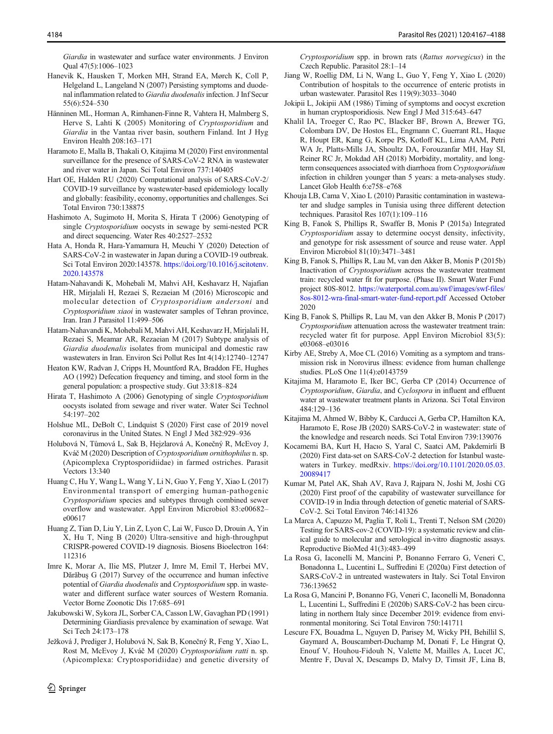*Giardia* in wastewater and surface water environments. J Environ Qual 47(5):1006–1023

Hanevik K, Hausken T, Morken MH, Strand EA, Mørch K, Coll P, Helgeland L, Langeland N (2007) Persisting symptoms and duodenal inflammation related to *Giardia duodenalis* infection. J Inf Secur 55(6):524–530

Hänninen ML, Horman A, Rimhanen-Finne R, Vahtera H, Malmberg S, Herve S, Lahti K (2005) Monitoring of *Cryptosporidium* and *Giardia* in the Vantaa river basin, southern Finland. Int J Hyg Environ Health 208:163–171

Haramoto E, Malla B, Thakali O, Kitajima M (2020) First environmental surveillance for the presence of SARS-CoV-2 RNA in wastewater and river water in Japan. Sci Total Environ 737:140405

Hart OE, Halden RU (2020) Computational analysis of SARS-CoV-2/COVID-19 surveillance by wastewater-based epidemiology locally and globally: feasibility, economy, opportunities and challenges. Sci Total Environ 730:138875

Hashimoto A, Sugimoto H, Morita S, Hirata T (2006) Genotyping of single *Cryptosporidium* oocysts in sewage by semi-nested PCR and direct sequencing. Water Res 40:2527–2532

Hata A, Honda R, Hara-Yamamura H, Meuchi Y (2020) Detection of SARS-CoV-2 in wastewater in Japan during a COVID-19 outbreak. Sci Total Environ 2020:143578. https://doi.org/10.1016/j.scitotenv.2020.143578

Hatam-Nahavandi K, Mohebali M, Mahvi AH, Keshavarz H, Najafian HR, Mirjalali H, Rezaei S, Rezaeian M (2016) Microscopic and molecular detection of *Cryptosporidium andersoni* and *Cryptosporidium xiaoi* in wastewater samples of Tehran province, Iran. Iran J Parasitol 11:499–506

Hatam-Nahavandi K, Mohebali M, Mahvi AH, Keshavarz H, Mirjalali H, Rezaei S, Meamar AR, Rezaeian M (2017) Subtype analysis of *Giardia duodenalis* isolates from municipal and domestic raw wastewaters in Iran. Environ Sci Pollut Res Int 4(14):12740–12747

Heaton KW, Radvan J, Cripps H, Mountford RA, Braddon FE, Hughes AO (1992) Defecation frequency and timing, and stool form in the general population: a prospective study. Gut 33:818–824

Hirata T, Hashimoto A (2006) Genotyping of single *Cryptosporidium* oocysts isolated from sewage and river water. Water Sci Technol 54:197–202

Holshue ML, DeBolt C, Lindquist S (2020) First case of 2019 novel coronavirus in the United States. N Engl J Med 382:929–936

Holubová N, Tůmová L, Sak B, Hejzlarová A, Konečný R, McEvoy J, Kváč M (2020) Description of *Cryptosporidium ornithophilus* n. sp. (Apicomplexa Cryptosporidiidae) in farmed ostriches. Parasit Vectors 13:340

Huang C, Hu Y, Wang L, Wang Y, Li N, Guo Y, Feng Y, Xiao L (2017) Environmental transport of emerging human-pathogenic *Cryptosporidium* species and subtypes through combined sewer overflow and wastewater. Appl Environ Microbiol 83:e00682–e00617

Huang Z, Tian D, Liu Y, Lin Z, Lyon C, Lai W, Fusco D, Drouin A, Yin X, Hu T, Ning B (2020) Ultra-sensitive and high-throughput CRISPR-powered COVID-19 diagnosis. Biosens Bioelectron 164: 112316

Imre K, Morar A, Ilie MS, Plutzer J, Imre M, Emil T, Herbei MV, Dărăbuş G (2017) Survey of the occurrence and human infective potential of *Giardia duodenalis* and *Cryptosporidium* spp. in wastewater and different surface water sources of Western Romania. Vector Borne Zoonotic Dis 17:685–691

Jakubowski W, Sykora JL, Sorber CA, Casson LW, Gavaghan PD (1991) Determining Giardiasis prevalence by examination of sewage. Wat Sci Tech 24:173–178

Ježková J, Prediger J, Holubová N, Sak B, Konečný R, Feng Y, Xiao L, Rost M, McEvoy J, Kváč M (2020) *Cryptosporidium ratti* n. sp. (Apicomplexa: Cryptosporidiidae) and genetic diversity of *Cryptosporidium* spp. in brown rats (*Rattus norvegicus*) in the Czech Republic. Parasitol 28:1–14

Jiang W, Roellig DM, Li N, Wang L, Guo Y, Feng Y, Xiao L (2020) Contribution of hospitals to the occurrence of enteric protists in urban wastewater. Parasitol Res 119(9):3033–3040

Jokipii L, Jokipii AM (1986) Timing of symptoms and oocyst excretion in human cryptosporidiosis. New Engl J Med 315:643–647

Khalil IA, Troeger C, Rao PC, Blacker BF, Brown A, Brewer TG, Colombara DV, De Hostos EL, Engmann C, Guerrant RL, Haque R, Houpt ER, Kang G, Korpe PS, Kotloff KL, Lima AAM, Petri WA Jr, Platts-Mills JA, Shoultz DA, Forouzanfar MH, Hay SI, Reiner RC Jr, Mokdad AH (2018) Morbidity, mortality, and long-term consequences associated with diarrhoea from *Cryptosporidium* infection in children younger than 5 years: a meta-analyses study. Lancet Glob Health 6:e758–e768

Khouja LB, Cama V, Xiao L (2010) Parasitic contamination in wastewater and sludge samples in Tunisia using three different detection techniques. Parasitol Res 107(1):109–116

King B, Fanok S, Phillips R, Swaffer B, Monis P (2015a) Integrated *Cryptosporidium* assay to determine oocyst density, infectivity, and genotype for risk assessment of source and reuse water. Appl Environ Microbiol 81(10):3471–3481

King B, Fanok S, Phillips R, Lau M, van den Akker B, Monis P (2015b) Inactivation of *Cryptosporidium* across the wastewater treatment train: recycled water fit for purpose. (Phase II). Smart Water Fund project 80S-8012. https://waterportal.com.au/swf/images/swf-files/8os-8012-wra-final-smart-water-fund-report.pdf Accessed October 2020

King B, Fanok S, Phillips R, Lau M, van den Akker B, Monis P (2017) *Cryptosporidium* attenuation across the wastewater treatment train: recycled water fit for purpose. Appl Environ Microbiol 83(5): e03068–e03016

Kirby AE, Streby A, Moe CL (2016) Vomiting as a symptom and transmission risk in Norovirus illness: evidence from human challenge studies. PLoS One 11(4):e0143759

Kitajima M, Haramoto E, Iker BC, Gerba CP (2014) Occurrence of *Cryptosporidium*, *Giardia*, and *Cyclospora* in influent and effluent water at wastewater treatment plants in Arizona. Sci Total Environ 484:129–136

Kitajima M, Ahmed W, Bibby K, Carducci A, Gerba CP, Hamilton KA, Haramoto E, Rose JB (2020) SARS-CoV-2 in wastewater: state of the knowledge and research needs. Sci Total Environ 739:139076

Kocamemi BA, Kurt H, Hacıo S, Yaral C, Saatci AM, Pakdemirli B (2020) First data-set on SARS-CoV-2 detection for Istanbul wastewaters in Turkey. medRxiv. https://doi.org/10.1101/2020.05.03.20089417

Kumar M, Patel AK, Shah AV, Rava J, Rajpara N, Joshi M, Joshi CG (2020) First proof of the capability of wastewater surveillance for COVID-19 in India through detection of genetic material of SARS-CoV-2. Sci Total Environ 746:141326

La Marca A, Capuzzo M, Paglia T, Roli L, Trenti T, Nelson SM (2020) Testing for SARS-cov-2 (COVID-19): a systematic review and clinical guide to molecular and serological in-vitro diagnostic assays. Reproductive BioMed 41(3):483–499

La Rosa G, Iaconelli M, Mancini P, Bonanno Ferraro G, Veneri C, Bonadonna L, Lucentini L, Suffredini E (2020a) First detection of SARS-CoV-2 in untreated wastewaters in Italy. Sci Total Environ 736:139652

La Rosa G, Mancini P, Bonanno FG, Veneri C, Iaconelli M, Bonadonna L, Lucentini L, Suffredini E (2020b) SARS-CoV-2 has been circulating in northern Italy since December 2019: evidence from environmental monitoring. Sci Total Environ 750:141711

Lescure FX, Bouadma L, Nguyen D, Parisey M, Wicky PH, Behillil S, Gaymard A, Bouscambert-Duchamp M, Donati F, Le Hingrat Q, Enouf V, Houhou-Fidouh N, Valette M, Mailles A, Lucet JC, Mentre F, Duval X, Descamps D, Malvy D, Timsit JF, Lina B,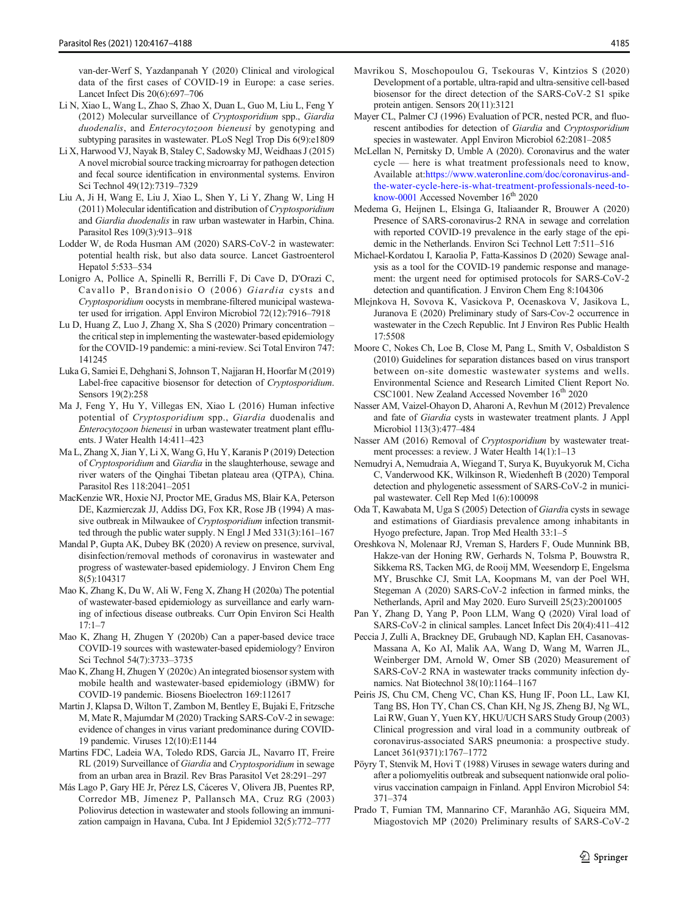van-der-Werf S, Yazdanpanah Y (2020) Clinical and virological data of the first cases of COVID-19 in Europe: a case series. Lancet Infect Dis 20(6):697–706

Li N, Xiao L, Wang L, Zhao S, Zhao X, Duan L, Guo M, Liu L, Feng Y (2012) Molecular surveillance of *Cryptosporidium* spp., *Giardia duodenalis*, and *Enterocytozoon bieneusi* by genotyping and subtyping parasites in wastewater. PLoS Negl Trop Dis 6(9):e1809

Li X, Harwood VJ, Nayak B, Staley C, Sadowsky MJ, Weidhaas J (2015) A novel microbial source tracking microarray for pathogen detection and fecal source identification in environmental systems. Environ Sci Technol 49(12):7319–7329

Liu A, Ji H, Wang E, Liu J, Xiao L, Shen Y, Li Y, Zhang W, Ling H (2011) Molecular identification and distribution of *Cryptosporidium* and *Giardia duodenalis* in raw urban wastewater in Harbin, China. Parasitol Res 109(3):913–918

Lodder W, de Roda Husman AM (2020) SARS-CoV-2 in wastewater: potential health risk, but also data source. Lancet Gastroenterol Hepatol 5:533–534

Lonigro A, Pollice A, Spinelli R, Berrilli F, Di Cave D, D'Orazi C, Cavallo P, Brandonisio O (2006) *Giardia* cysts and *Cryptosporidium* oocysts in membrane-filtered municipal wastewater used for irrigation. Appl Environ Microbiol 72(12):7916–7918

Lu D, Huang Z, Luo J, Zhang X, Sha S (2020) Primary concentration – the critical step in implementing the wastewater-based epidemiology for the COVID-19 pandemic: a mini-review. Sci Total Environ 747: 141245

Luka G, Samiei E, Dehghani S, Johnson T, Najjaran H, Hoorfar M (2019) Label-free capacitive biosensor for detection of *Cryptosporidium*. Sensors 19(2):258

Ma J, Feng Y, Hu Y, Villegas EN, Xiao L (2016) Human infective potential of *Cryptosporidium* spp., *Giardia* duodenalis and *Enterocytozoon bieneusi* in urban wastewater treatment plant effluents. J Water Health 14:411–423

Ma L, Zhang X, Jian Y, Li X, Wang G, Hu Y, Karanis P (2019) Detection of *Cryptosporidium* and *Giardia* in the slaughterhouse, sewage and river waters of the Qinghai Tibetan plateau area (QTPA), China. Parasitol Res 118:2041–2051

MacKenzie WR, Hoxie NJ, Proctor ME, Gradus MS, Blair KA, Peterson DE, Kazmierczak JJ, Addiss DG, Fox KR, Rose JB (1994) A massive outbreak in Milwaukee of *Cryptosporidium* infection transmitted through the public water supply. N Engl J Med 331(3):161–167

Mandal P, Gupta AK, Dubey BK (2020) A review on presence, survival, disinfection/removal methods of coronavirus in wastewater and progress of wastewater-based epidemiology. J Environ Chem Eng 8(5):104317

Mao K, Zhang K, Du W, Ali W, Feng X, Zhang H (2020a) The potential of wastewater-based epidemiology as surveillance and early warning of infectious disease outbreaks. Curr Opin Environ Sci Health 17:1–7

Mao K, Zhang H, Zhugen Y (2020b) Can a paper-based device trace COVID-19 sources with wastewater-based epidemiology? Environ Sci Technol 54(7):3733–3735

Mao K, Zhang H, Zhugen Y (2020c) An integrated biosensor system with mobile health and wastewater-based epidemiology (iBMW) for COVID-19 pandemic. Biosens Bioelectron 169:112617

Martin J, Klapsa D, Wilton T, Zambon M, Bentley E, Bujaki E, Fritzsche M, Mate R, Majumdar M (2020) Tracking SARS-CoV-2 in sewage: evidence of changes in virus variant predominance during COVID-19 pandemic. Viruses 12(10):E1144

Martins FDC, Ladeia WA, Toledo RDS, Garcia JL, Navarro IT, Freire RL (2019) Surveillance of *Giardia* and *Cryptosporidium* in sewage from an urban area in Brazil. Rev Bras Parasitol Vet 28:291–297

Más Lago P, Gary HE Jr, Pérez LS, Cáceres V, Olivera JB, Puentes RP, Corredor MB, Jímenez P, Pallansch MA, Cruz RG (2003) Poliovirus detection in wastewater and stools following an immunization campaign in Havana, Cuba. Int J Epidemiol 32(5):772–777

Mavrikou S, Moschopoulou G, Tsekouras V, Kintzios S (2020) Development of a portable, ultra-rapid and ultra-sensitive cell-based biosensor for the direct detection of the SARS-CoV-2 S1 spike protein antigen. Sensors 20(11):3121

Mayer CL, Palmer CJ (1996) Evaluation of PCR, nested PCR, and fluorescent antibodies for detection of *Giardia* and *Cryptosporidium* species in wastewater. Appl Environ Microbiol 62:2081–2085

McLellan N, Pernitsky D, Umble A (2020). Coronavirus and the water cycle — here is what treatment professionals need to know, Available at:https://www.wateronline.com/doc/coronavirus-and-the-water-cycle-here-is-what-treatment-professionals-need-to-know-0001 Accessed November 16th 2020

Medema G, Heijnen L, Elsinga G, Italiaander R, Brouwer A (2020) Presence of SARS-coronavirus-2 RNA in sewage and correlation with reported COVID-19 prevalence in the early stage of the epidemic in the Netherlands. Environ Sci Technol Lett 7:511–516

Michael-Kordatou I, Karaolia P, Fatta-Kassinos D (2020) Sewage analysis as a tool for the COVID-19 pandemic response and management: the urgent need for optimised protocols for SARS-CoV-2 detection and quantification. J Environ Chem Eng 8:104306

Mlejnkova H, Sovova K, Vasickova P, Ocenaskova V, Jasikova L, Juranova E (2020) Preliminary study of Sars-Cov-2 occurrence in wastewater in the Czech Republic. Int J Environ Res Public Health 17:5508

Moore C, Nokes Ch, Loe B, Close M, Pang L, Smith V, Osbaldiston S (2010) Guidelines for separation distances based on virus transport between on-site domestic wastewater systems and wells. Environmental Science and Research Limited Client Report No. CSC1001. New Zealand Accessed November 16th 2020

Nasser AM, Vaizel-Ohayon D, Aharoni A, Revhun M (2012) Prevalence and fate of *Giardia* cysts in wastewater treatment plants. J Appl Microbiol 113(3):477–484

Nasser AM (2016) Removal of *Cryptosporidium* by wastewater treatment processes: a review. J Water Health 14(1):1–13

Nemudryi A, Nemudraia A, Wiegand T, Surya K, Buyukyoruk M, Cicha C, Vanderwood KK, Wilkinson R, Wiedenheft B (2020) Temporal detection and phylogenetic assessment of SARS-CoV-2 in municipal wastewater. Cell Rep Med 1(6):100098

Oda T, Kawabata M, Uga S (2005) Detection of *Giardi*a cysts in sewage and estimations of Giardiasis prevalence among inhabitants in Hyogo prefecture, Japan. Trop Med Health 33:1–5

Oreshkova N, Molenaar RJ, Vreman S, Harders F, Oude Munnink BB, Hakze-van der Honing RW, Gerhards N, Tolsma P, Bouwstra R, Sikkema RS, Tacken MG, de Rooij MM, Weesendorp E, Engelsma MY, Bruschke CJ, Smit LA, Koopmans M, van der Poel WH, Stegeman A (2020) SARS-CoV-2 infection in farmed minks, the Netherlands, April and May 2020. Euro Surveill 25(23):2001005

Pan Y, Zhang D, Yang P, Poon LLM, Wang Q (2020) Viral load of SARS-CoV-2 in clinical samples. Lancet Infect Dis 20(4):411–412

Peccia J, Zulli A, Brackney DE, Grubaugh ND, Kaplan EH, Casanovas-Massana A, Ko AI, Malik AA, Wang D, Wang M, Warren JL, Weinberger DM, Arnold W, Omer SB (2020) Measurement of SARS-CoV-2 RNA in wastewater tracks community infection dynamics. Nat Biotechnol 38(10):1164–1167

Peiris JS, Chu CM, Cheng VC, Chan KS, Hung IF, Poon LL, Law KI, Tang BS, Hon TY, Chan CS, Chan KH, Ng JS, Zheng BJ, Ng WL, Lai RW, Guan Y, Yuen KY, HKU/UCH SARS Study Group (2003) Clinical progression and viral load in a community outbreak of coronavirus-associated SARS pneumonia: a prospective study. Lancet 361(9371):1767–1772

Pöyry T, Stenvik M, Hovi T (1988) Viruses in sewage waters during and after a poliomyelitis outbreak and subsequent nationwide oral poliovirus vaccination campaign in Finland. Appl Environ Microbiol 54: 371–374

Prado T, Fumian TM, Mannarino CF, Maranhão AG, Siqueira MM, Miagostovich MP (2020) Preliminary results of SARS-CoV-2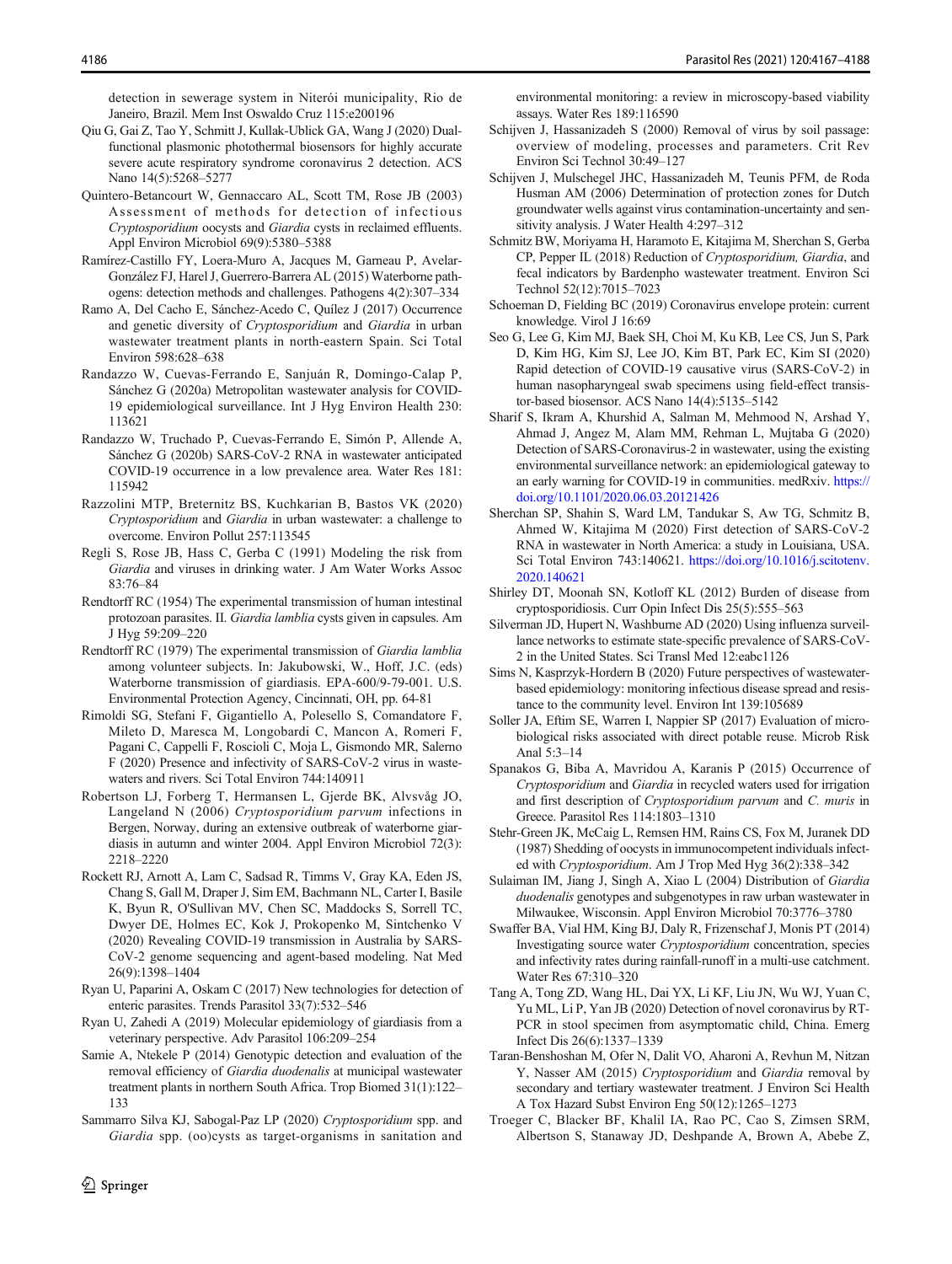detection in sewerage system in Niterói municipality, Rio de Janeiro, Brazil. Mem Inst Oswaldo Cruz 115:e200196

Qiu G, Gai Z, Tao Y, Schmitt J, Kullak-Ublick GA, Wang J (2020) Dual-functional plasmonic photothermal biosensors for highly accurate severe acute respiratory syndrome coronavirus 2 detection. ACS Nano 14(5):5268–5277

Quintero-Betancourt W, Gennaccaro AL, Scott TM, Rose JB (2003) Assessment of methods for detection of infectious *Cryptosporidium* oocysts and *Giardia* cysts in reclaimed effluents. Appl Environ Microbiol 69(9):5380–5388

Ramírez-Castillo FY, Loera-Muro A, Jacques M, Garneau P, Avelar-González FJ, Harel J, Guerrero-Barrera AL (2015) Waterborne pathogens: detection methods and challenges. Pathogens 4(2):307–334

Ramo A, Del Cacho E, Sánchez-Acedo C, Quílez J (2017) Occurrence and genetic diversity of *Cryptosporidium* and *Giardia* in urban wastewater treatment plants in north-eastern Spain. Sci Total Environ 598:628–638

Randazzo W, Cuevas-Ferrando E, Sanjuán R, Domingo-Calap P, Sánchez G (2020a) Metropolitan wastewater analysis for COVID-19 epidemiological surveillance. Int J Hyg Environ Health 230: 113621

Randazzo W, Truchado P, Cuevas-Ferrando E, Simón P, Allende A, Sánchez G (2020b) SARS-CoV-2 RNA in wastewater anticipated COVID-19 occurrence in a low prevalence area. Water Res 181: 115942

Razzolini MTP, Breternitz BS, Kuchkarian B, Bastos VK (2020) *Cryptosporidium* and *Giardia* in urban wastewater: a challenge to overcome. Environ Pollut 257:113545

Regli S, Rose JB, Hass C, Gerba C (1991) Modeling the risk from *Giardia* and viruses in drinking water. J Am Water Works Assoc 83:76–84

Rendtorff RC (1954) The experimental transmission of human intestinal protozoan parasites. II. *Giardia lamblia* cysts given in capsules. Am J Hyg 59:209–220

Rendtorff RC (1979) The experimental transmission of *Giardia lamblia* among volunteer subjects. In: Jakubowski, W., Hoff, J.C. (eds) Waterborne transmission of giardiasis. EPA-600/9-79-001. U.S. Environmental Protection Agency, Cincinnati, OH, pp. 64-81

Rimoldi SG, Stefani F, Gigantiello A, Polesello S, Comandatore F, Mileto D, Maresca M, Longobardi C, Mancon A, Romeri F, Pagani C, Cappelli F, Roscioli C, Moja L, Gismondo MR, Salerno F (2020) Presence and infectivity of SARS-CoV-2 virus in wastewaters and rivers. Sci Total Environ 744:140911

Robertson LJ, Forberg T, Hermansen L, Gjerde BK, Alvsvåg JO, Langeland N (2006) *Cryptosporidium parvum* infections in Bergen, Norway, during an extensive outbreak of waterborne giardiasis in autumn and winter 2004. Appl Environ Microbiol 72(3): 2218–2220

Rockett RJ, Arnott A, Lam C, Sadsad R, Timms V, Gray KA, Eden JS, Chang S, Gall M, Draper J, Sim EM, Bachmann NL, Carter I, Basile K, Byun R, O'Sullivan MV, Chen SC, Maddocks S, Sorrell TC, Dwyer DE, Holmes EC, Kok J, Prokopenko M, Sintchenko V (2020) Revealing COVID-19 transmission in Australia by SARS-CoV-2 genome sequencing and agent-based modeling. Nat Med 26(9):1398–1404

Ryan U, Paparini A, Oskam C (2017) New technologies for detection of enteric parasites. Trends Parasitol 33(7):532–546

Ryan U, Zahedi A (2019) Molecular epidemiology of giardiasis from a veterinary perspective. Adv Parasitol 106:209–254

Samie A, Ntekele P (2014) Genotypic detection and evaluation of the removal efficiency of *Giardia duodenalis* at municipal wastewater treatment plants in northern South Africa. Trop Biomed 31(1):122–133

Sammarro Silva KJ, Sabogal-Paz LP (2020) *Cryptosporidium* spp. and *Giardia* spp. (oo)cysts as target-organisms in sanitation and environmental monitoring: a review in microscopy-based viability assays. Water Res 189:116590

Schijven J, Hassanizadeh S (2000) Removal of virus by soil passage: overview of modeling, processes and parameters. Crit Rev Environ Sci Technol 30:49–127

Schijven J, Mulschegel JHC, Hassanizadeh M, Teunis PFM, de Roda Husman AM (2006) Determination of protection zones for Dutch groundwater wells against virus contamination-uncertainty and sensitivity analysis. J Water Health 4:297–312

Schmitz BW, Moriyama H, Haramoto E, Kitajima M, Sherchan S, Gerba CP, Pepper IL (2018) Reduction of *Cryptosporidium, Giardia*, and fecal indicators by Bardenpho wastewater treatment. Environ Sci Technol 52(12):7015–7023

Schoeman D, Fielding BC (2019) Coronavirus envelope protein: current knowledge. Virol J 16:69

Seo G, Lee G, Kim MJ, Baek SH, Choi M, Ku KB, Lee CS, Jun S, Park D, Kim HG, Kim SJ, Lee JO, Kim BT, Park EC, Kim SI (2020) Rapid detection of COVID-19 causative virus (SARS-CoV-2) in human nasopharyngeal swab specimens using field-effect transistor-based biosensor. ACS Nano 14(4):5135–5142

Sharif S, Ikram A, Khurshid A, Salman M, Mehmood N, Arshad Y, Ahmad J, Angez M, Alam MM, Rehman L, Mujtaba G (2020) Detection of SARS-Coronavirus-2 in wastewater, using the existing environmental surveillance network: an epidemiological gateway to an early warning for COVID-19 in communities. medRxiv. https://doi.org/10.1101/2020.06.03.20121426

Sherchan SP, Shahin S, Ward LM, Tandukar S, Aw TG, Schmitz B, Ahmed W, Kitajima M (2020) First detection of SARS-CoV-2 RNA in wastewater in North America: a study in Louisiana, USA. Sci Total Environ 743:140621. https://doi.org/10.1016/j.scitotenv.2020.140621

Shirley DT, Moonah SN, Kotloff KL (2012) Burden of disease from cryptosporidiosis. Curr Opin Infect Dis 25(5):555–563

Silverman JD, Hupert N, Washburne AD (2020) Using influenza surveillance networks to estimate state-specific prevalence of SARS-CoV-2 in the United States. Sci Transl Med 12:eabc1126

Sims N, Kasprzyk-Hordern B (2020) Future perspectives of wastewater-based epidemiology: monitoring infectious disease spread and resistance to the community level. Environ Int 139:105689

Soller JA, Eftim SE, Warren I, Nappier SP (2017) Evaluation of microbiological risks associated with direct potable reuse. Microb Risk Anal 5:3–14

Spanakos G, Biba A, Mavridou A, Karanis P (2015) Occurrence of *Cryptosporidium* and *Giardia* in recycled waters used for irrigation and first description of *Cryptosporidium parvum* and *C. muris* in Greece. Parasitol Res 114:1803–1310

Stehr-Green JK, McCaig L, Remsen HM, Rains CS, Fox M, Juranek DD (1987) Shedding of oocysts in immunocompetent individuals infected with *Cryptosporidium*. Am J Trop Med Hyg 36(2):338–342

Sulaiman IM, Jiang J, Singh A, Xiao L (2004) Distribution of *Giardia duodenalis* genotypes and subgenotypes in raw urban wastewater in Milwaukee, Wisconsin. Appl Environ Microbiol 70:3776–3780

Swaffer BA, Vial HM, King BJ, Daly R, Frizenschaf J, Monis PT (2014) Investigating source water *Cryptosporidium* concentration, species and infectivity rates during rainfall-runoff in a multi-use catchment. Water Res 67:310–320

Tang A, Tong ZD, Wang HL, Dai YX, Li KF, Liu JN, Wu WJ, Yuan C, Yu ML, Li P, Yan JB (2020) Detection of novel coronavirus by RT-PCR in stool specimen from asymptomatic child, China. Emerg Infect Dis 26(6):1337–1339

Taran-Benshoshan M, Ofer N, Dalit VO, Aharoni A, Revhun M, Nitzan Y, Nasser AM (2015) *Cryptosporidium* and *Giardia* removal by secondary and tertiary wastewater treatment. J Environ Sci Health A Tox Hazard Subst Environ Eng 50(12):1265–1273

Troeger C, Blacker BF, Khalil IA, Rao PC, Cao S, Zimsen SRM, Albertson S, Stanaway JD, Deshpande A, Brown A, Abebe Z,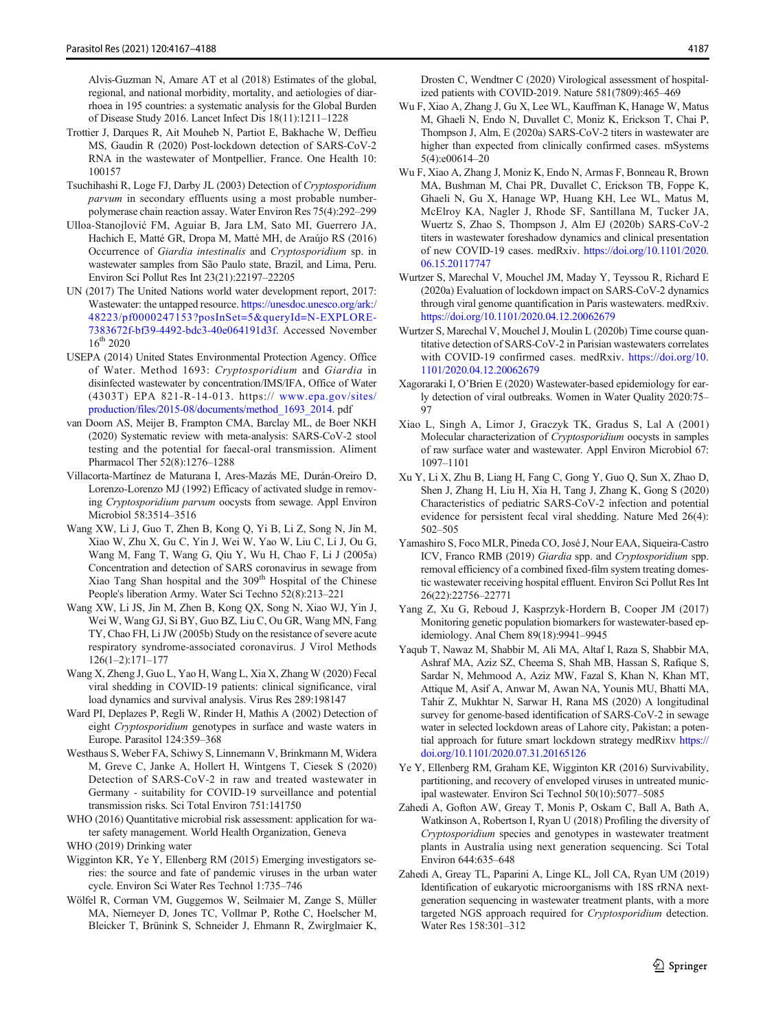Alvis-Guzman N, Amare AT et al (2018) Estimates of the global, regional, and national morbidity, mortality, and aetiologies of diarrhoea in 195 countries: a systematic analysis for the Global Burden of Disease Study 2016. Lancet Infect Dis 18(11):1211–1228

Trottier J, Darques R, Ait Mouheb N, Partiot E, Bakhache W, Deffieu MS, Gaudin R (2020) Post-lockdown detection of SARS-CoV-2 RNA in the wastewater of Montpellier, France. One Health 10: 100157

Tsuchihashi R, Loge FJ, Darby JL (2003) Detection of *Cryptosporidium parvum* in secondary effluents using a most probable number-polymerase chain reaction assay. Water Environ Res 75(4):292–299

Ulloa-Stanojlović FM, Aguiar B, Jara LM, Sato MI, Guerrero JA, Hachich E, Matté GR, Dropa M, Matté MH, de Araújo RS (2016) Occurrence of *Giardia intestinalis* and *Cryptosporidium* sp. in wastewater samples from São Paulo state, Brazil, and Lima, Peru. Environ Sci Pollut Res Int 23(21):22197–22205

UN (2017) The United Nations world water development report, 2017: Wastewater: the untapped resource. https://unesdoc.unesco.org/ark:/48223/pf0000247153?posInSet=5&queryId=N-EXPLORE-7383672f-bf39-4492-bdc3-40e064191d3f. Accessed November 16th 2020

USEPA (2014) United States Environmental Protection Agency. Office of Water. Method 1693: *Cryptosporidium* and *Giardia* in disinfected wastewater by concentration/IMS/IFA, Office of Water (4303T) EPA 821-R-14-013. https:// www.epa.gov/sites/production/files/2015-08/documents/method_1693_2014. pdf

van Doorn AS, Meijer B, Frampton CMA, Barclay ML, de Boer NKH (2020) Systematic review with meta-analysis: SARS-CoV-2 stool testing and the potential for faecal-oral transmission. Aliment Pharmacol Ther 52(8):1276–1288

Villacorta-Martínez de Maturana I, Ares-Mazás ME, Durán-Oreiro D, Lorenzo-Lorenzo MJ (1992) Efficacy of activated sludge in removing *Cryptosporidium parvum* oocysts from sewage. Appl Environ Microbiol 58:3514–3516

Wang XW, Li J, Guo T, Zhen B, Kong Q, Yi B, Li Z, Song N, Jin M, Xiao W, Zhu X, Gu C, Yin J, Wei W, Yao W, Liu C, Li J, Ou G, Wang M, Fang T, Wang G, Qiu Y, Wu H, Chao F, Li J (2005a) Concentration and detection of SARS coronavirus in sewage from Xiao Tang Shan hospital and the 309th Hospital of the Chinese People's liberation Army. Water Sci Techno 52(8):213–221

Wang XW, Li JS, Jin M, Zhen B, Kong QX, Song N, Xiao WJ, Yin J, Wei W, Wang GJ, Si BY, Guo BZ, Liu C, Ou GR, Wang MN, Fang TY, Chao FH, Li JW (2005b) Study on the resistance of severe acute respiratory syndrome-associated coronavirus. J Virol Methods 126(1–2):171–177

Wang X, Zheng J, Guo L, Yao H, Wang L, Xia X, Zhang W (2020) Fecal viral shedding in COVID-19 patients: clinical significance, viral load dynamics and survival analysis. Virus Res 289:198147

Ward PI, Deplazes P, Regli W, Rinder H, Mathis A (2002) Detection of eight *Cryptosporidium* genotypes in surface and waste waters in Europe. Parasitol 124:359–368

Westhaus S, Weber FA, Schiwy S, Linnemann V, Brinkmann M, Widera M, Greve C, Janke A, Hollert H, Wintgens T, Ciesek S (2020) Detection of SARS-CoV-2 in raw and treated wastewater in Germany - suitability for COVID-19 surveillance and potential transmission risks. Sci Total Environ 751:141750

WHO (2016) Quantitative microbial risk assessment: application for water safety management. World Health Organization, Geneva

WHO (2019) Drinking water

Wigginton KR, Ye Y, Ellenberg RM (2015) Emerging investigators series: the source and fate of pandemic viruses in the urban water cycle. Environ Sci Water Res Technol 1:735–746

Wölfel R, Corman VM, Guggemos W, Seilmaier M, Zange S, Müller MA, Niemeyer D, Jones TC, Vollmar P, Rothe C, Hoelscher M, Bleicker T, Brünink S, Schneider J, Ehmann R, Zwirglmaier K, Drosten C, Wendtner C (2020) Virological assessment of hospitalized patients with COVID-2019. Nature 581(7809):465–469

Wu F, Xiao A, Zhang J, Gu X, Lee WL, Kauffman K, Hanage W, Matus M, Ghaeli N, Endo N, Duvallet C, Moniz K, Erickson T, Chai P, Thompson J, Alm, E (2020a) SARS-CoV-2 titers in wastewater are higher than expected from clinically confirmed cases. mSystems 5(4):e00614–20

Wu F, Xiao A, Zhang J, Moniz K, Endo N, Armas F, Bonneau R, Brown MA, Bushman M, Chai PR, Duvallet C, Erickson TB, Foppe K, Ghaeli N, Gu X, Hanage WP, Huang KH, Lee WL, Matus M, McElroy KA, Nagler J, Rhode SF, Santillana M, Tucker JA, Wuertz S, Zhao S, Thompson J, Alm EJ (2020b) SARS-CoV-2 titers in wastewater foreshadow dynamics and clinical presentation of new COVID-19 cases. medRxiv. https://doi.org/10.1101/2020.06.15.20117747

Wurtzer S, Marechal V, Mouchel JM, Maday Y, Teyssou R, Richard E (2020a) Evaluation of lockdown impact on SARS-CoV-2 dynamics through viral genome quantification in Paris wastewaters. medRxiv. https://doi.org/10.1101/2020.04.12.20062679

Wurtzer S, Marechal V, Mouchel J, Moulin L (2020b) Time course quantitative detection of SARS-CoV-2 in Parisian wastewaters correlates with COVID-19 confirmed cases. medRxiv. https://doi.org/10.1101/2020.04.12.20062679

Xagoraraki I, O'Brien E (2020) Wastewater-based epidemiology for early detection of viral outbreaks. Women in Water Quality 2020:75–97

Xiao L, Singh A, Limor J, Graczyk TK, Gradus S, Lal A (2001) Molecular characterization of *Cryptosporidium* oocysts in samples of raw surface water and wastewater. Appl Environ Microbiol 67: 1097–1101

Xu Y, Li X, Zhu B, Liang H, Fang C, Gong Y, Guo Q, Sun X, Zhao D, Shen J, Zhang H, Liu H, Xia H, Tang J, Zhang K, Gong S (2020) Characteristics of pediatric SARS-CoV-2 infection and potential evidence for persistent fecal viral shedding. Nature Med 26(4): 502–505

Yamashiro S, Foco MLR, Pineda CO, José J, Nour EAA, Siqueira-Castro ICV, Franco RMB (2019) *Giardia* spp. and *Cryptosporidium* spp. removal efficiency of a combined fixed-film system treating domestic wastewater receiving hospital effluent. Environ Sci Pollut Res Int 26(22):22756–22771

Yang Z, Xu G, Reboud J, Kasprzyk-Hordern B, Cooper JM (2017) Monitoring genetic population biomarkers for wastewater-based epidemiology. Anal Chem 89(18):9941–9945

Yaqub T, Nawaz M, Shabbir M, Ali MA, Altaf I, Raza S, Shabbir MA, Ashraf MA, Aziz SZ, Cheema S, Shah MB, Hassan S, Rafique S, Sardar N, Mehmood A, Aziz MW, Fazal S, Khan N, Khan MT, Attique M, Asif A, Anwar M, Awan NA, Younis MU, Bhatti MA, Tahir Z, Mukhtar N, Sarwar H, Rana MS (2020) A longitudinal survey for genome-based identification of SARS-CoV-2 in sewage water in selected lockdown areas of Lahore city, Pakistan; a potential approach for future smart lockdown strategy medRxiv https://doi.org/10.1101/2020.07.31.20165126

Ye Y, Ellenberg RM, Graham KE, Wigginton KR (2016) Survivability, partitioning, and recovery of enveloped viruses in untreated municipal wastewater. Environ Sci Technol 50(10):5077–5085

Zahedi A, Gofton AW, Greay T, Monis P, Oskam C, Ball A, Bath A, Watkinson A, Robertson I, Ryan U (2018) Profiling the diversity of *Cryptosporidium* species and genotypes in wastewater treatment plants in Australia using next generation sequencing. Sci Total Environ 644:635–648

Zahedi A, Greay TL, Paparini A, Linge KL, Joll CA, Ryan UM (2019) Identification of eukaryotic microorganisms with 18S rRNA next-generation sequencing in wastewater treatment plants, with a more targeted NGS approach required for *Cryptosporidium* detection. Water Res 158:301–312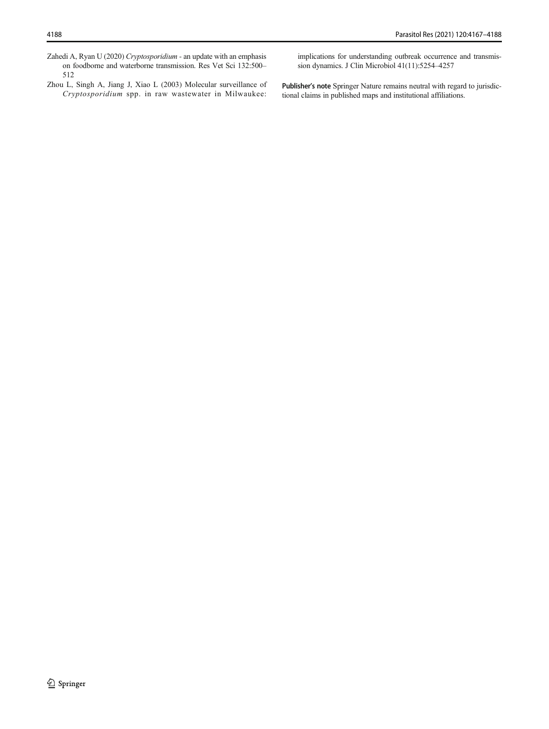Zahedi A, Ryan U (2020) *Cryptosporidium* - an update with an emphasis on foodborne and waterborne transmission. Res Vet Sci 132:500–512

Zhou L, Singh A, Jiang J, Xiao L (2003) Molecular surveillance of *Cryptosporidium* spp. in raw wastewater in Milwaukee: implications for understanding outbreak occurrence and transmission dynamics. J Clin Microbiol 41(11):5254–4257

**Publisher's note** Springer Nature remains neutral with regard to jurisdictional claims in published maps and institutional affiliations.